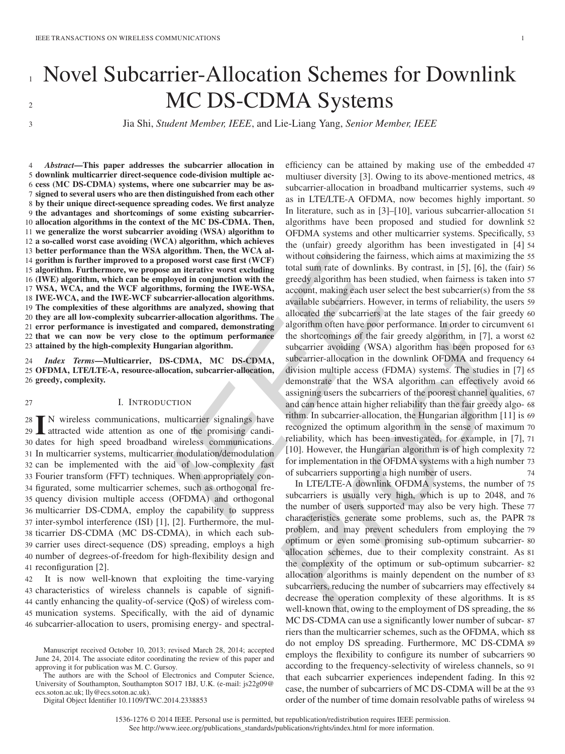# Novel Subcarrier-Allocation Schemes for Downlink MC DS-CDMA Systems

Jia Shi, *Student Member, IEEE*, and Lie-Liang Yang, *Senior Member, IEEE*

***Abstract*—This paper addresses the subcarrier allocation in downlink multicarrier direct-sequence code-division multiple access (MC DS-CDMA) systems, where one subcarrier may be assigned to several users who are then distinguished from each other by their unique direct-sequence spreading codes. We first analyze the advantages and shortcomings of some existing subcarrier-allocation algorithms in the context of the MC DS-CDMA. Then, we generalize the worst subcarrier avoiding (WSA) algorithm to a so-called worst case avoiding (WCA) algorithm, which achieves better performance than the WSA algorithm. Then, the WCA algorithm is further improved to a proposed worst case first (WCF) algorithm. Furthermore, we propose an iterative worst excluding (IWE) algorithm, which can be employed in conjunction with the WSA, WCA, and the WCF algorithms, forming the IWE-WSA, IWE-WCA, and the IWE-WCF subcarrier-allocation algorithms. The complexities of these algorithms are analyzed, showing that they are all low-complexity subcarrier-allocation algorithms. The error performance is investigated and compared, demonstrating that we can now be very close to the optimum performance attained by the high-complexity Hungarian algorithm.**

***Index Terms*—Multicarrier, DS-CDMA, MC DS-CDMA, OFDMA, LTE/LTE-A, resource-allocation, subcarrier-allocation, greedy, complexity.**

## I. Introduction

In wireless communications, multicarrier signalings have attracted wide attention as one of the promising candidates for high speed broadband wireless communications. In multicarrier systems, multicarrier modulation/demodulation can be implemented with the aid of low-complexity fast Fourier transform (FFT) techniques. When appropriately configurated, some multicarrier schemes, such as orthogonal frequency division multiple access (OFDMA) and orthogonal multicarrier DS-CDMA, employ the capability to suppress inter-symbol interference (ISI) [1], [2]. Furthermore, the multicarrier DS-CDMA (MC DS-CDMA), in which each subcarrier uses direct-sequence (DS) spreading, employs a high number of degrees-of-freedom for high-flexibility design and reconfiguration [2].

It is now well-known that exploiting the time-varying characteristics of wireless channels is capable of significantly enhancing the quality-of-service (QoS) of wireless communication systems. Specifically, with the aid of dynamic subcarrier-allocation to users, promising energy- and spectral-efficiency can be attained by making use of the embedded multiuser diversity [3]. Owing to its above-mentioned metrics, subcarrier-allocation in broadband multicarrier systems, such as in LTE/LTE-A OFDMA, now becomes highly important. In literature, such as in [3]–[10], various subcarrier-allocation algorithms have been proposed and studied for downlink OFDMA systems and other multicarrier systems. Specifically, the (unfair) greedy algorithm has been investigated in [4] without considering the fairness, which aims at maximizing the total sum rate of downlinks. By contrast, in [5], [6], the (fair) greedy algorithm has been studied, when fairness is taken into account, making each user select the best subcarrier(s) from the available subcarriers. However, in terms of reliability, the users allocated the subcarriers at the late stages of the fair greedy algorithm often have poor performance. In order to circumvent the shortcomings of the fair greedy algorithm, in [7], a worst subcarrier avoiding (WSA) algorithm has been proposed for subcarrier-allocation in the downlink OFDMA and frequency division multiple access (FDMA) systems. The studies in [7] demonstrate that the WSA algorithm can effectively avoid assigning users the subcarriers of the poorest channel qualities, and can hence attain higher reliability than the fair greedy algorithm. In subcarrier-allocation, the Hungarian algorithm [11] is recognized the optimum algorithm in the sense of maximum reliability, which has been investigated, for example, in [7], [10]. However, the Hungarian algorithm is of high complexity for implementation in the OFDMA systems with a high number of subcarriers supporting a high number of users.

In LTE/LTE-A downlink OFDMA systems, the number of subcarriers is usually very high, which is up to 2048, and the number of users supported may also be very high. These characteristics generate some problems, such as, the PAPR problem, and may prevent schedulers from employing the optimum or even some promising sub-optimum subcarrier-allocation schemes, due to their complexity constraint. As the complexity of the optimum or sub-optimum subcarrier-allocation algorithms is mainly dependent on the number of subcarriers, reducing the number of subcarriers may effectively decrease the operation complexity of these algorithms. It is well-known that, owing to the employment of DS spreading, the MC DS-CDMA can use a significantly lower number of subcarriers than the multicarrier schemes, such as the OFDMA, which do not employ DS spreading. Furthermore, MC DS-CDMA employs the flexibility to configure its number of subcarriers according to the frequency-selectivity of wireless channels, so that each subcarrier experiences independent fading. In this case, the number of subcarriers of MC DS-CDMA will be at the order of the number of time domain resolvable paths of wireless

Manuscript received October 10, 2013; revised March 28, 2014; accepted June 24, 2014. The associate editor coordinating the review of this paper and approving it for publication was M. C. Gursoy.

The authors are with the School of Electronics and Computer Science, University of Southampton, Southampton SO17 1BJ, U.K. (e-mail: js22g09@ecs.soton.ac.uk; lly@ecs.soton.ac.uk).

Digital Object Identifier 10.1109/TWC.2014.2338853

1536-1276 © 2014 IEEE. Personal use is permitted, but republication/redistribution requires IEEE permission. See http://www.ieee.org/publications_standards/publications/rights/index.html for more information.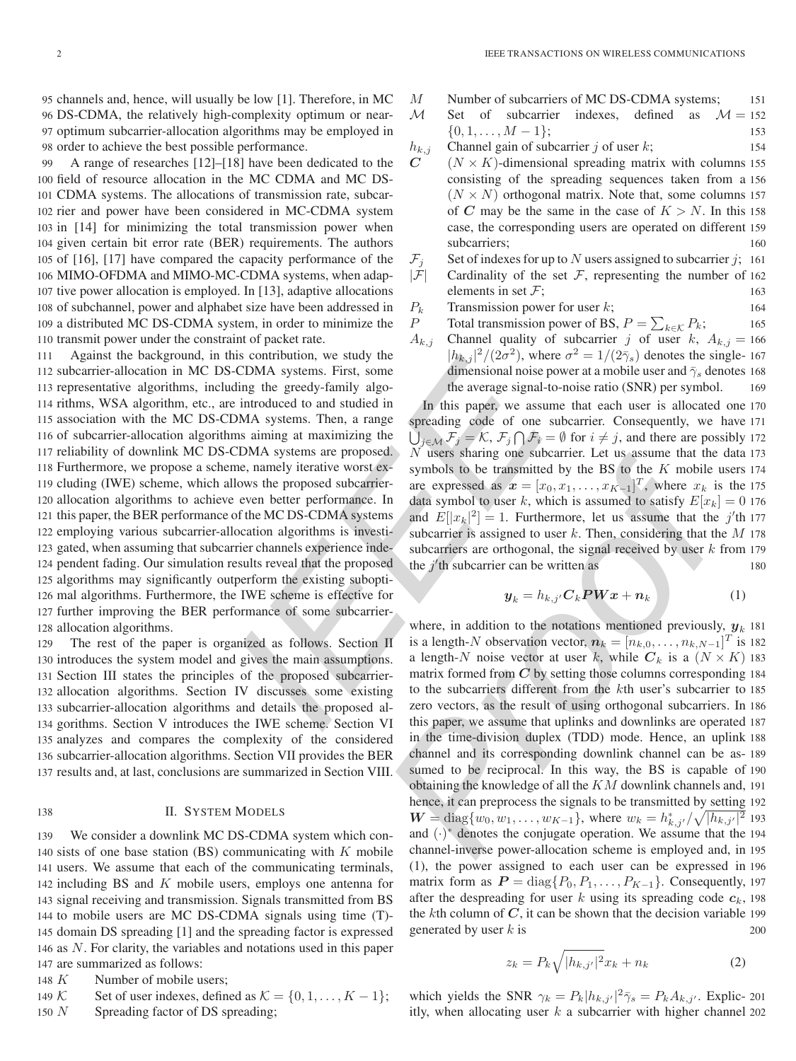channels and, hence, will usually be low [1]. Therefore, in MC DS-CDMA, the relatively high-complexity optimum or near-optimum subcarrier-allocation algorithms may be employed in order to achieve the best possible performance.

A range of researches [12]–[18] have been dedicated to the field of resource allocation in the MC CDMA and MC DS-CDMA systems. The allocations of transmission rate, subcarrier and power have been considered in MC-CDMA system in [14] for minimizing the total transmission power when given certain bit error rate (BER) requirements. The authors of [16], [17] have compared the capacity performance of the MIMO-OFDMA and MIMO-MC-CDMA systems, when adaptive power allocation is employed. In [13], adaptive allocations of subchannel, power and alphabet size have been addressed in a distributed MC DS-CDMA system, in order to minimize the transmit power under the constraint of packet rate.

Against the background, in this contribution, we study the subcarrier-allocation in MC DS-CDMA systems. First, some representative algorithms, including the greedy-family algorithms, WSA algorithm, etc., are introduced to and studied in association with the MC DS-CDMA systems. Then, a range of subcarrier-allocation algorithms aiming at maximizing the reliability of downlink MC DS-CDMA systems are proposed. Furthermore, we propose a scheme, namely iterative worst excluding (IWE) scheme, which allows the proposed subcarrier-allocation algorithms to achieve even better performance. In this paper, the BER performance of the MC DS-CDMA systems employing various subcarrier-allocation algorithms is investigated, when assuming that subcarrier channels experience independent fading. Our simulation results reveal that the proposed algorithms may significantly outperform the existing suboptimal algorithms. Furthermore, the IWE scheme is effective for further improving the BER performance of some subcarrier-allocation algorithms.

The rest of the paper is organized as follows. Section II introduces the system model and gives the main assumptions. Section III states the principles of the proposed subcarrier-allocation algorithms. Section IV discusses some existing subcarrier-allocation algorithms and details the proposed algorithms. Section V introduces the IWE scheme. Section VI analyzes and compares the complexity of the considered subcarrier-allocation algorithms. Section VII provides the BER results and, at last, conclusions are summarized in Section VIII.

## II. System Models

We consider a downlink MC DS-CDMA system which consists of one base station (BS) communicating with $K$ mobile users. We assume that each of the communicating terminals, including BS and $K$ mobile users, employs one antenna for signal receiving and transmission. Signals transmitted from BS to mobile users are MC DS-CDMA signals using time (T)-domain DS spreading [1] and the spreading factor is expressed as $N$. For clarity, the variables and notations used in this paper are summarized as follows:

- $K$ Number of mobile users;
- $\mathcal{K}$ Set of user indexes, defined as $\mathcal{K} = \{0, 1, \ldots, K-1\}$;
- $N$ Spreading factor of DS spreading;
- $M$ Number of subcarriers of MC DS-CDMA systems;
- $\mathcal{M}$ Set of subcarrier indexes, defined as $\mathcal{M} = \{0, 1, \ldots, M-1\}$;
- $h_{k,j}$ Channel gain of subcarrier $j$ of user $k$;
- $\boldsymbol{C}$ $(N \times K)$-dimensional spreading matrix with columns consisting of the spreading sequences taken from a $(N \times N)$ orthogonal matrix. Note that, some columns of $\boldsymbol{C}$ may be the same in the case of $K > N$. In this case, the corresponding users are operated on different subcarriers;
- $\mathcal{F}_j$ Set of indexes for up to $N$ users assigned to subcarrier $j$;
- $|\mathcal{F}|$ Cardinality of the set $\mathcal{F}$, representing the number of elements in set $\mathcal{F}$;
- $P_k$ Transmission power for user $k$;
- $P$ Total transmission power of BS, $P = \sum_{k \in \mathcal{K}} P_k$;
- $A_{k,j}$ Channel quality of subcarrier $j$ of user $k$, $A_{k,j} = |h_{k,j}|^2/(2\sigma^2)$, where $\sigma^2 = 1/(2\bar{\gamma}_s)$ denotes the single-dimensional noise power at a mobile user and $\bar{\gamma}_s$ denotes the average signal-to-noise ratio (SNR) per symbol.

In this paper, we assume that each user is allocated one spreading code of one subcarrier. Consequently, we have $\bigcup_{j \in \mathcal{M}} \mathcal{F}_j = \mathcal{K}$, $\mathcal{F}_j \bigcap \mathcal{F}_i = \emptyset$ for $i \neq j$, and there are possibly $N$ users sharing one subcarrier. Let us assume that the data symbols to be transmitted by the BS to the $K$ mobile users are expressed as $\boldsymbol{x} = [x_0, x_1, \ldots, x_{K-1}]^T$, where $x_k$ is the data symbol to user $k$, which is assumed to satisfy $E[x_k] = 0$ and $E[|x_k|^2] = 1$. Furthermore, let us assume that the $j'$th subcarrier is assigned to user $k$. Then, considering that the $M$ subcarriers are orthogonal, the signal received by user $k$ from the $j'$th subcarrier can be written as

$$\boldsymbol{y}_k = h_{k,j'} \boldsymbol{C}_k \boldsymbol{P} \boldsymbol{W} \boldsymbol{x} + \boldsymbol{n}_k \tag{1}$$

where, in addition to the notations mentioned previously, $\boldsymbol{y}_k$ is a length-$N$ observation vector, $\boldsymbol{n}_k = [n_{k,0}, \ldots, n_{k,N-1}]^T$ is a length-$N$ noise vector at user $k$, while $\boldsymbol{C}_k$ is a $(N \times K)$ matrix formed from $\boldsymbol{C}$ by setting those columns corresponding to the subcarriers different from the $k$th user's subcarrier to zero vectors, as the result of using orthogonal subcarriers. In this paper, we assume that uplinks and downlinks are operated in the time-division duplex (TDD) mode. Hence, an uplink channel and its corresponding downlink channel can be assumed to be reciprocal. In this way, the BS is capable of obtaining the knowledge of all the $KM$ downlink channels and, hence, it can preprocess the signals to be transmitted by setting $\boldsymbol{W} = \text{diag}\{w_0, w_1, \ldots, w_{K-1}\}$, where $w_k = h^*_{k,j'}/\sqrt{|h_{k,j'}|^2}$ and $(\cdot)^*$ denotes the conjugate operation. We assume that the channel-inverse power-allocation scheme is employed and, in (1), the power assigned to each user can be expressed in matrix form as $\boldsymbol{P} = \text{diag}\{P_0, P_1, \ldots, P_{K-1}\}$. Consequently, after the despreading for user $k$ using its spreading code $\boldsymbol{c}_k$, the $k$th column of $\boldsymbol{C}$, it can be shown that the decision variable generated by user $k$ is

$$z_k = P_k \sqrt{|h_{k,j'}|^2} x_k + n_k \tag{2}$$

which yields the SNR $\gamma_k = P_k |h_{k,j'}|^2 \bar{\gamma}_s = P_k A_{k,j'}$. Explicitly, when allocating user $k$ a subcarrier with higher channel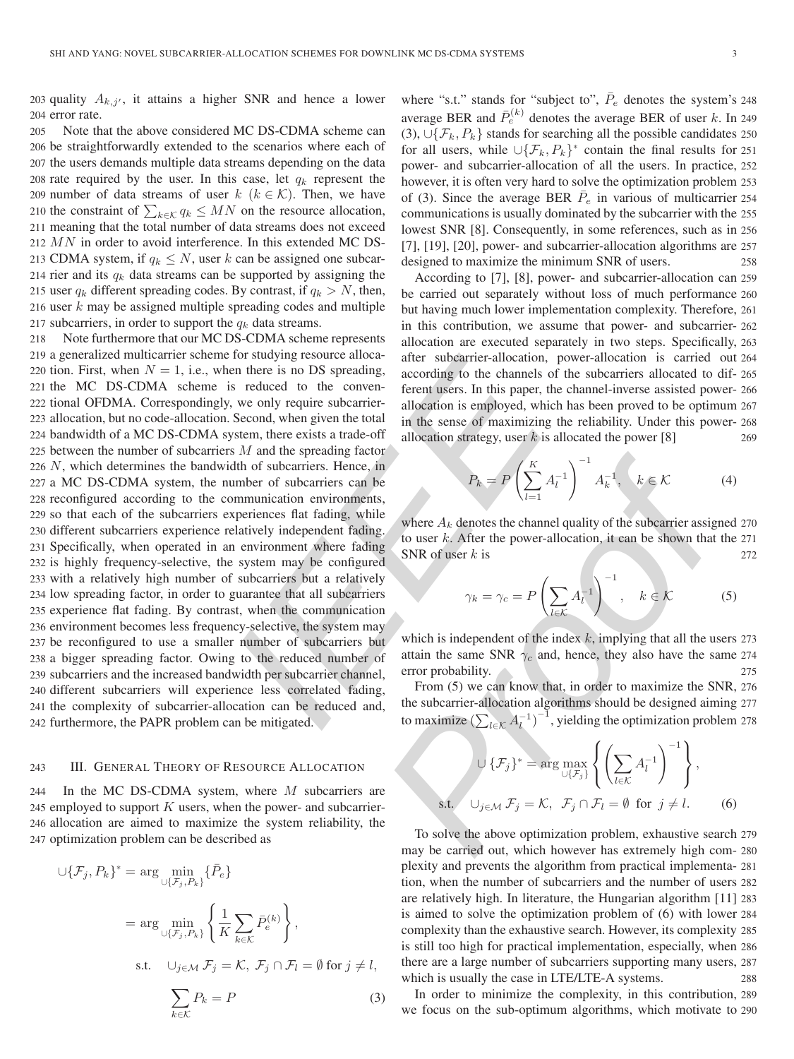quality $A_{k,j'}$, it attains a higher SNR and hence a lower error rate.

Note that the above considered MC DS-CDMA scheme can be straightforwardly extended to the scenarios where each of the users demands multiple data streams depending on the data rate required by the user. In this case, let $q_k$ represent the number of data streams of user $k$ ($k \in \mathcal{K}$). Then, we have the constraint of $\sum_{k\in\mathcal{K}} q_k \leq MN$ on the resource allocation, meaning that the total number of data streams does not exceed $MN$ in order to avoid interference. In this extended MC DS-CDMA system, if $q_k \leq N$, user $k$ can be assigned one subcarrier and its $q_k$ data streams can be supported by assigning the user $q_k$ different spreading codes. By contrast, if $q_k > N$, then, user $k$ may be assigned multiple spreading codes and multiple subcarriers, in order to support the $q_k$ data streams.

Note furthermore that our MC DS-CDMA scheme represents a generalized multicarrier scheme for studying resource allocation. First, when $N = 1$, i.e., when there is no DS spreading, the MC DS-CDMA scheme is reduced to the conventional OFDMA. Correspondingly, we only require subcarrier-allocation, but no code-allocation. Second, when given the total bandwidth of a MC DS-CDMA system, there exists a trade-off between the number of subcarriers $M$ and the spreading factor $N$, which determines the bandwidth of subcarriers. Hence, in a MC DS-CDMA system, the number of subcarriers can be reconfigured according to the communication environments, so that each of the subcarriers experiences flat fading, while different subcarriers experience relatively independent fading. Specifically, when operated in an environment where fading is highly frequency-selective, the system may be configured with a relatively high number of subcarriers but a relatively low spreading factor, in order to guarantee that all subcarriers experience flat fading. By contrast, when the communication environment becomes less frequency-selective, the system may be reconfigured to use a smaller number of subcarriers but a bigger spreading factor. Owing to the reduced number of subcarriers and the increased bandwidth per subcarrier channel, different subcarriers will experience less correlated fading, the complexity of subcarrier-allocation can be reduced and, furthermore, the PAPR problem can be mitigated.

## III. General Theory of Resource Allocation

In the MC DS-CDMA system, where $M$ subcarriers are employed to support $K$ users, when the power- and subcarrier-allocation are aimed to maximize the system reliability, the optimization problem can be described as

$$
\begin{aligned}
\cup\{\mathcal{F}_j, P_k\}^* &= \arg \min_{\cup\{\mathcal{F}_j, P_k\}} \{\bar{P}_e\} \\
&= \arg \min_{\cup\{\mathcal{F}_j, P_k\}} \left\{ \frac{1}{K} \sum_{k\in\mathcal{K}} \bar{P}_e^{(k)} \right\}, \\
\text{s.t.} \quad & \cup_{j\in\mathcal{M}} \mathcal{F}_j = \mathcal{K},\ \mathcal{F}_j \cap \mathcal{F}_l = \emptyset \text{ for } j \neq l, \\
& \sum_{k\in\mathcal{K}} P_k = P
\end{aligned} \tag{3}
$$

where "s.t." stands for "subject to", $\bar{P}_e$ denotes the system's average BER and $\bar{P}_e^{(k)}$ denotes the average BER of user $k$. In (3), $\cup\{\mathcal{F}_k, P_k\}$ stands for searching all the possible candidates for all users, while $\cup\{\mathcal{F}_k, P_k\}^*$ contain the final results for power- and subcarrier-allocation of all the users. In practice, however, it is often very hard to solve the optimization problem of (3). Since the average BER $\bar{P}_e$ in various of multicarrier communications is usually dominated by the subcarrier with the lowest SNR [8]. Consequently, in some references, such as in [7], [19], [20], power- and subcarrier-allocation algorithms are designed to maximize the minimum SNR of users.

According to [7], [8], power- and subcarrier-allocation can be carried out separately without loss of much performance but having much lower implementation complexity. Therefore, in this contribution, we assume that power- and subcarrier-allocation are executed separately in two steps. Specifically, after subcarrier-allocation, power-allocation is carried out according to the channels of the subcarriers allocated to different users. In this paper, the channel-inverse assisted power-allocation is employed, which has been proved to be optimum in the sense of maximizing the reliability. Under this power-allocation strategy, user $k$ is allocated the power [8]

$$
P_k = P \left( \sum_{l=1}^{K} A_l^{-1} \right)^{-1} A_k^{-1}, \quad k \in \mathcal{K} \tag{4}
$$

where $A_k$ denotes the channel quality of the subcarrier assigned to user $k$. After the power-allocation, it can be shown that the SNR of user $k$ is

$$
\gamma_k = \gamma_c = P \left( \sum_{l\in\mathcal{K}} A_l^{-1} \right)^{-1}, \quad k \in \mathcal{K} \tag{5}
$$

which is independent of the index $k$, implying that all the users attain the same SNR $\gamma_c$ and, hence, they also have the same error probability.

From (5) we can know that, in order to maximize the SNR, the subcarrier-allocation algorithms should be designed aiming to maximize $\left(\sum_{l\in\mathcal{K}} A_l^{-1}\right)^{-1}$, yielding the optimization problem

$$
\begin{aligned}
\cup\{\mathcal{F}_j\}^* &= \arg \max_{\cup\{\mathcal{F}_j\}} \left\{ \left( \sum_{l\in\mathcal{K}} A_l^{-1} \right)^{-1} \right\}, \\
\text{s.t.} \quad & \cup_{j\in\mathcal{M}} \mathcal{F}_j = \mathcal{K},\ \mathcal{F}_j \cap \mathcal{F}_l = \emptyset \text{ for } j \neq l.
\end{aligned} \tag{6}
$$

To solve the above optimization problem, exhaustive search may be carried out, which however has extremely high complexity and prevents the algorithm from practical implementation, when the number of subcarriers and the number of users are relatively high. In literature, the Hungarian algorithm [11] is aimed to solve the optimization problem of (6) with lower complexity than the exhaustive search. However, its complexity is still too high for practical implementation, especially, when there are a large number of subcarriers supporting many users, which is usually the case in LTE/LTE-A systems.

In order to minimize the complexity, in this contribution, we focus on the sub-optimum algorithms, which motivate to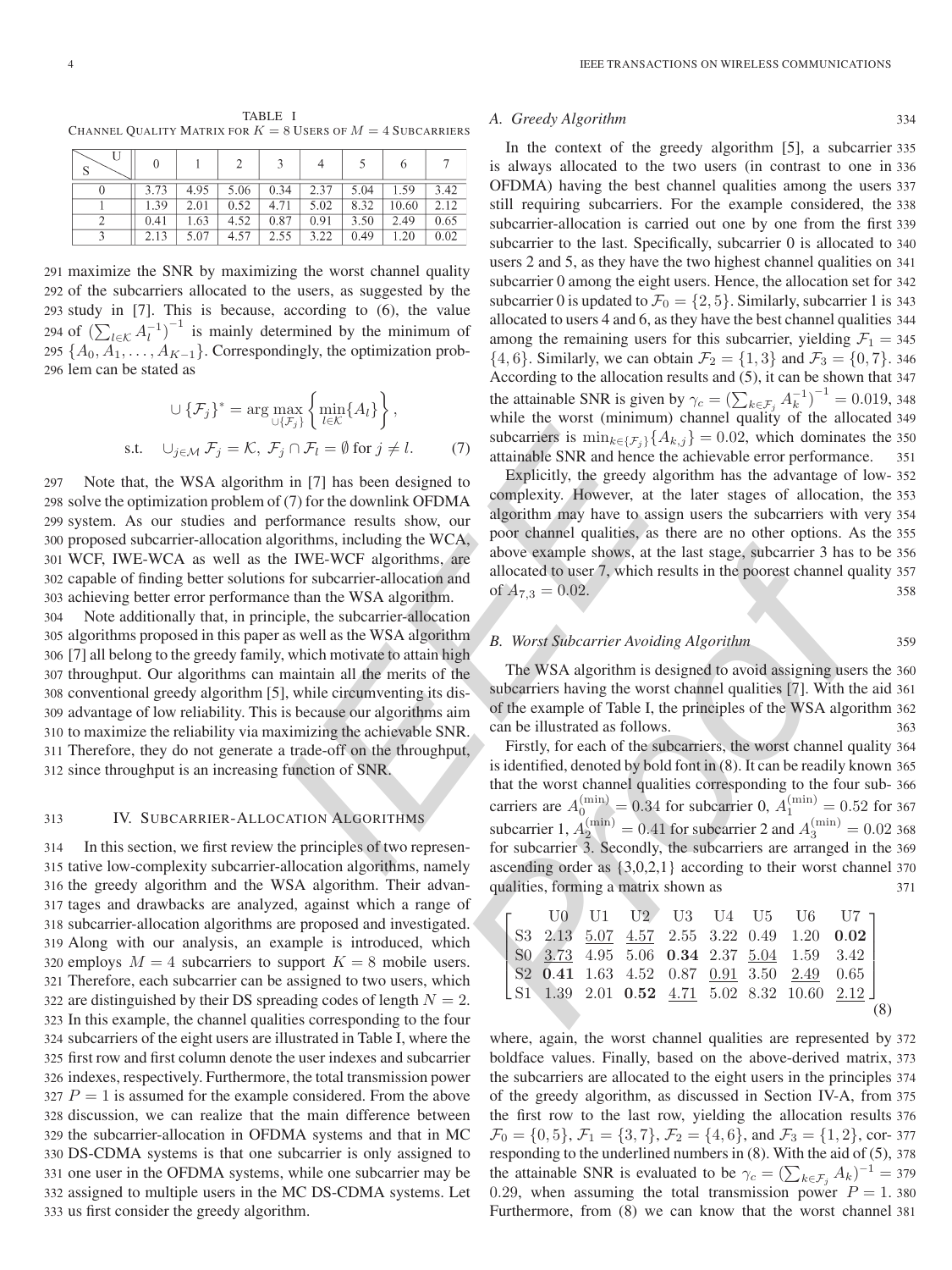TABLE I
CHANNEL QUALITY MATRIX FOR $K = 8$ USERS OF $M = 4$ SUBCARRIERS

| S \ U | 0 | 1 | 2 | 3 | 4 | 5 | 6 | 7 |
|---|---|---|---|---|---|---|---|---|
| 0 | 3.73 | 4.95 | 5.06 | 0.34 | 2.37 | 5.04 | 1.59 | 3.42 |
| 1 | 1.39 | 2.01 | 0.52 | 4.71 | 5.02 | 8.32 | 10.60 | 2.12 |
| 2 | 0.41 | 1.63 | 4.52 | 0.87 | 0.91 | 3.50 | 2.49 | 0.65 |
| 3 | 2.13 | 5.07 | 4.57 | 2.55 | 3.22 | 0.49 | 1.20 | 0.02 |

maximize the SNR by maximizing the worst channel quality of the subcarriers allocated to the users, as suggested by the study in [7]. This is because, according to (6), the value of $(\sum_{l\in\mathcal{K}} A_l^{-1})^{-1}$ is mainly determined by the minimum of $\{A_0, A_1, \ldots, A_{K-1}\}$. Correspondingly, the optimization problem can be stated as

$$\cup\{\mathcal{F}_j\}^* = \arg\max_{\cup\{\mathcal{F}_j\}} \left\{\min_{l\in\mathcal{K}}\{A_l\}\right\},$$
$$\text{s.t.} \quad \cup_{j\in\mathcal{M}} \mathcal{F}_j = \mathcal{K},\ \mathcal{F}_j \cap \mathcal{F}_l = \emptyset \text{ for } j \neq l. \tag{7}$$

Note that, the WSA algorithm in [7] has been designed to solve the optimization problem of (7) for the downlink OFDMA system. As our studies and performance results show, our proposed subcarrier-allocation algorithms, including the WCA, WCF, IWE-WCA as well as the IWE-WCF algorithms, are capable of finding better solutions for subcarrier-allocation and achieving better error performance than the WSA algorithm.

Note additionally that, in principle, the subcarrier-allocation algorithms proposed in this paper as well as the WSA algorithm [7] all belong to the greedy family, which motivate to attain high throughput. Our algorithms can maintain all the merits of the conventional greedy algorithm [5], while circumventing its disadvantage of low reliability. This is because our algorithms aim to maximize the reliability via maximizing the achievable SNR. Therefore, they do not generate a trade-off on the throughput, since throughput is an increasing function of SNR.

## IV. SUBCARRIER-ALLOCATION ALGORITHMS

In this section, we first review the principles of two representative low-complexity subcarrier-allocation algorithms, namely the greedy algorithm and the WSA algorithm. Their advantages and drawbacks are analyzed, against which a range of subcarrier-allocation algorithms are proposed and investigated. Along with our analysis, an example is introduced, which employs $M = 4$ subcarriers to support $K = 8$ mobile users. Therefore, each subcarrier can be assigned to two users, which are distinguished by their DS spreading codes of length $N = 2$. In this example, the channel qualities corresponding to the four subcarriers of the eight users are illustrated in Table I, where the first row and first column denote the user indexes and subcarrier indexes, respectively. Furthermore, the total transmission power $P = 1$ is assumed for the example considered. From the above discussion, we can realize that the main difference between the subcarrier-allocation in OFDMA systems and that in MC DS-CDMA systems is that one subcarrier is only assigned to one user in the OFDMA systems, while one subcarrier may be assigned to multiple users in the MC DS-CDMA systems. Let us first consider the greedy algorithm.

### A. Greedy Algorithm

In the context of the greedy algorithm [5], a subcarrier is always allocated to the two users (in contrast to one in OFDMA) having the best channel qualities among the users still requiring subcarriers. For the example considered, the subcarrier-allocation is carried out one by one from the first subcarrier to the last. Specifically, subcarrier 0 is allocated to users 2 and 5, as they have the two highest channel qualities on subcarrier 0 among the eight users. Hence, the allocation set for subcarrier 0 is updated to $\mathcal{F}_0 = \{2, 5\}$. Similarly, subcarrier 1 is allocated to users 4 and 6, as they have the best channel qualities among the remaining users for this subcarrier, yielding $\mathcal{F}_1 = \{4, 6\}$. Similarly, we can obtain $\mathcal{F}_2 = \{1, 3\}$ and $\mathcal{F}_3 = \{0, 7\}$. According to the allocation results and (5), it can be shown that the attainable SNR is given by $\gamma_c = (\sum_{k\in\mathcal{F}_j} A_k^{-1})^{-1} = 0.019$, while the worst (minimum) channel quality of the allocated subcarriers is $\min_{k\in\{\mathcal{F}_j\}}\{A_{k,j}\} = 0.02$, which dominates the attainable SNR and hence the achievable error performance.

Explicitly, the greedy algorithm has the advantage of low-complexity. However, at the later stages of allocation, the algorithm may have to assign users the subcarriers with very poor channel qualities, as there are no other options. As the above example shows, at the last stage, subcarrier 3 has to be allocated to user 7, which results in the poorest channel quality of $A_{7,3} = 0.02$.

### B. Worst Subcarrier Avoiding Algorithm

The WSA algorithm is designed to avoid assigning users the subcarriers having the worst channel qualities [7]. With the aid of the example of Table I, the principles of the WSA algorithm can be illustrated as follows.

Firstly, for each of the subcarriers, the worst channel quality is identified, denoted by bold font in (8). It can be readily known that the worst channel qualities corresponding to the four subcarriers are $A_0^{(\min)} = 0.34$ for subcarrier 0, $A_1^{(\min)} = 0.52$ for subcarrier 1, $A_2^{(\min)} = 0.41$ for subcarrier 2 and $A_3^{(\min)} = 0.02$ for subcarrier 3. Secondly, the subcarriers are arranged in the ascending order as {3,0,2,1} according to their worst channel qualities, forming a matrix shown as

$$\begin{bmatrix} & \text{U0} & \text{U1} & \text{U2} & \text{U3} & \text{U4} & \text{U5} & \text{U6} & \text{U7} \\ \text{S3} & 2.13 & \underline{5.07} & \underline{4.57} & 2.55 & 3.22 & 0.49 & 1.20 & \mathbf{0.02} \\ \text{S0} & \underline{3.73} & 4.95 & 5.06 & \mathbf{0.34} & 2.37 & \underline{5.04} & 1.59 & 3.42 \\ \text{S2} & \mathbf{0.41} & 1.63 & 4.52 & 0.87 & \underline{0.91} & 3.50 & \underline{2.49} & 0.65 \\ \text{S1} & 1.39 & 2.01 & \mathbf{0.52} & \underline{4.71} & 5.02 & 8.32 & 10.60 & \underline{2.12} \end{bmatrix} \tag{8}$$

where, again, the worst channel qualities are represented by boldface values. Finally, based on the above-derived matrix, the subcarriers are allocated to the eight users in the principles of the greedy algorithm, as discussed in Section IV-A, from the first row to the last row, yielding the allocation results $\mathcal{F}_0 = \{0, 5\}$, $\mathcal{F}_1 = \{3, 7\}$, $\mathcal{F}_2 = \{4, 6\}$, and $\mathcal{F}_3 = \{1, 2\}$, corresponding to the underlined numbers in (8). With the aid of (5), the attainable SNR is evaluated to be $\gamma_c = (\sum_{k\in\mathcal{F}_j} A_k)^{-1} = 0.29$, when assuming the total transmission power $P = 1$. Furthermore, from (8) we can know that the worst channel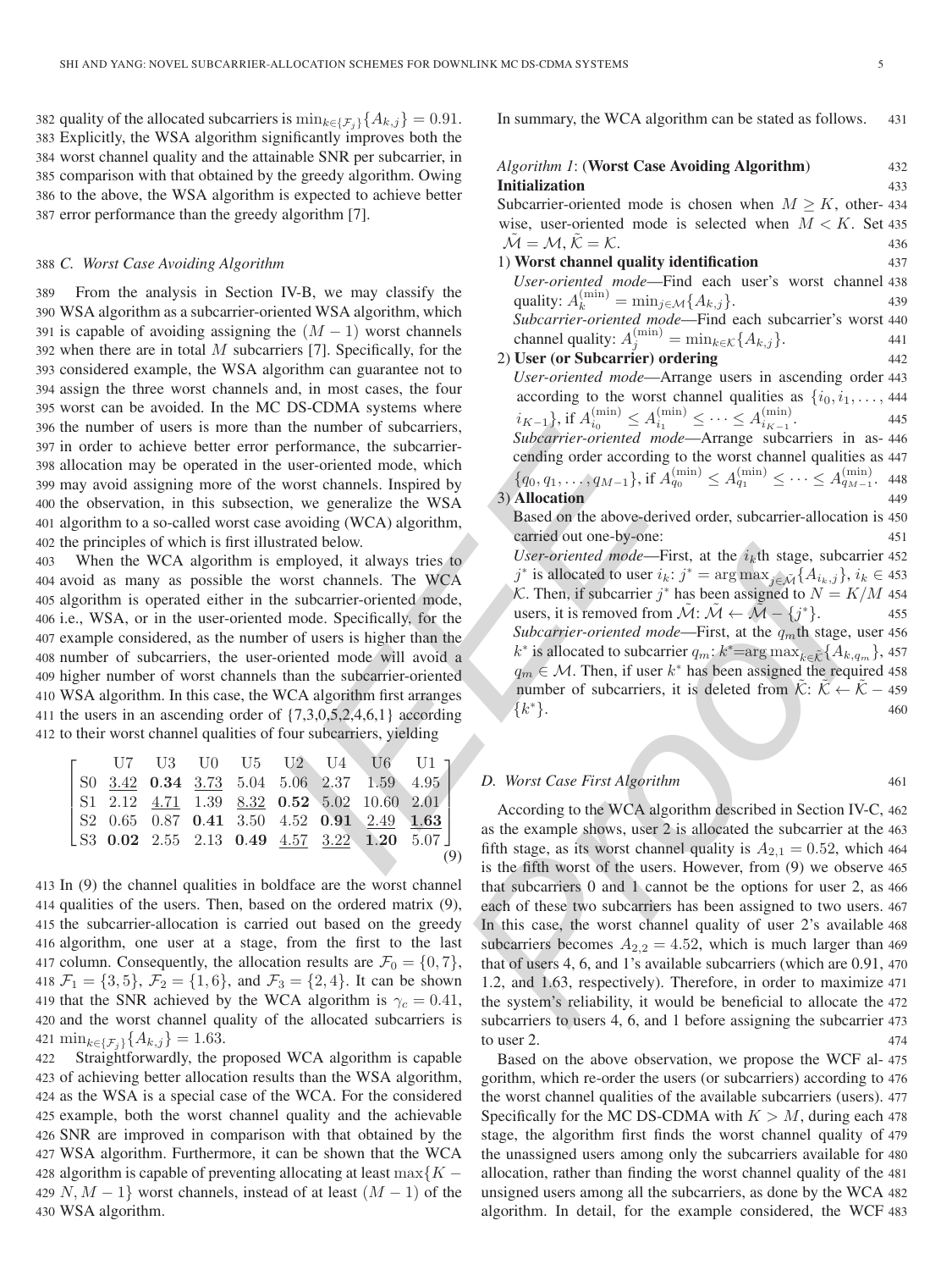quality of the allocated subcarriers is $\min_{k\in\{\mathcal{F}_j\}}\{A_{k,j}\} = 0.91$. Explicitly, the WSA algorithm significantly improves both the worst channel quality and the attainable SNR per subcarrier, in comparison with that obtained by the greedy algorithm. Owing to the above, the WSA algorithm is expected to achieve better error performance than the greedy algorithm [7].

### C. Worst Case Avoiding Algorithm

From the analysis in Section IV-B, we may classify the WSA algorithm as a subcarrier-oriented WSA algorithm, which is capable of avoiding assigning the $(M-1)$ worst channels when there are in total $M$ subcarriers [7]. Specifically, for the considered example, the WSA algorithm can guarantee not to assign the three worst channels and, in most cases, the four worst can be avoided. In the MC DS-CDMA systems where the number of users is more than the number of subcarriers, in order to achieve better error performance, the subcarrier-allocation may be operated in the user-oriented mode, which may avoid assigning more of the worst channels. Inspired by the observation, in this subsection, we generalize the WSA algorithm to a so-called worst case avoiding (WCA) algorithm, the principles of which is first illustrated below.

When the WCA algorithm is employed, it always tries to avoid as many as possible the worst channels. The WCA algorithm is operated either in the subcarrier-oriented mode, i.e., WSA, or in the user-oriented mode. Specifically, for the example considered, as the number of users is higher than the number of subcarriers, the user-oriented mode will avoid a higher number of worst channels than the subcarrier-oriented WSA algorithm. In this case, the WCA algorithm first arranges the users in an ascending order of {7,3,0,5,2,4,6,1} according to their worst channel qualities of four subcarriers, yielding

$$\begin{bmatrix} & \text{U7} & \text{U3} & \text{U0} & \text{U5} & \text{U2} & \text{U4} & \text{U6} & \text{U1} \\ \text{S0} & \underline{3.42} & \mathbf{0.34} & \underline{3.73} & 5.04 & 5.06 & 2.37 & 1.59 & 4.95 \\ \text{S1} & 2.12 & \underline{4.71} & 1.39 & \underline{8.32} & \mathbf{0.52} & 5.02 & 10.60 & 2.01 \\ \text{S2} & 0.65 & 0.87 & \mathbf{0.41} & 3.50 & 4.52 & \mathbf{0.91} & \underline{2.49} & \underline{\mathbf{1.63}} \\ \text{S3} & \mathbf{0.02} & 2.55 & 2.13 & \mathbf{0.49} & \underline{4.57} & \underline{3.22} & \mathbf{1.20} & 5.07 \end{bmatrix} \quad (9)$$

In (9) the channel qualities in boldface are the worst channel qualities of the users. Then, based on the ordered matrix (9), the subcarrier-allocation is carried out based on the greedy algorithm, one user at a stage, from the first to the last column. Consequently, the allocation results are $\mathcal{F}_0 = \{0, 7\}$, $\mathcal{F}_1 = \{3, 5\}$, $\mathcal{F}_2 = \{1, 6\}$, and $\mathcal{F}_3 = \{2, 4\}$. It can be shown that the SNR achieved by the WCA algorithm is $\gamma_c = 0.41$, and the worst channel quality of the allocated subcarriers is $\min_{k\in\{\mathcal{F}_j\}}\{A_{k,j}\} = 1.63$.

Straightforwardly, the proposed WCA algorithm is capable of achieving better allocation results than the WSA algorithm, as the WSA is a special case of the WCA. For the considered example, both the worst channel quality and the achievable SNR are improved in comparison with that obtained by the WSA algorithm. Furthermore, it can be shown that the WCA algorithm is capable of preventing allocating at least $\max\{K - N, M - 1\}$ worst channels, instead of at least $(M - 1)$ of the WSA algorithm.

In summary, the WCA algorithm can be stated as follows.

*Algorithm 1*: (**Worst Case Avoiding Algorithm**)

**Initialization**

Subcarrier-oriented mode is chosen when $M \geq K$, otherwise, user-oriented mode is selected when $M < K$. Set $\tilde{\mathcal{M}} = \mathcal{M}, \tilde{\mathcal{K}} = \mathcal{K}$.

1) **Worst channel quality identification**

*User-oriented mode*—Find each user's worst channel quality: $A_k^{(\min)} = \min_{j\in\mathcal{M}}\{A_{k,j}\}$.

*Subcarrier-oriented mode*—Find each subcarrier's worst channel quality: $A_j^{(\min)} = \min_{k\in\mathcal{K}}\{A_{k,j}\}$.

2) **User (or Subcarrier) ordering**

*User-oriented mode*—Arrange users in ascending order according to the worst channel qualities as $\{i_0, i_1, \ldots, i_{K-1}\}$, if $A_{i_0}^{(\min)} \leq A_{i_1}^{(\min)} \leq \cdots \leq A_{i_{K-1}}^{(\min)}$.

*Subcarrier-oriented mode*—Arrange subcarriers in ascending order according to the worst channel qualities as $\{q_0, q_1, \ldots, q_{M-1}\}$, if $A_{q_0}^{(\min)} \leq A_{q_1}^{(\min)} \leq \cdots \leq A_{q_{M-1}}^{(\min)}$.

3) **Allocation**

Based on the above-derived order, subcarrier-allocation is carried out one-by-one:

*User-oriented mode*—First, at the $i_k$th stage, subcarrier $j^*$ is allocated to user $i_k$: $j^* = \arg\max_{j\in\tilde{\mathcal{M}}}\{A_{i_k,j}\}$, $i_k \in \mathcal{K}$. Then, if subcarrier $j^*$ has been assigned to $N = K/M$ users, it is removed from $\tilde{\mathcal{M}}$: $\tilde{\mathcal{M}} \leftarrow \tilde{\mathcal{M}} - \{j^*\}$.

*Subcarrier-oriented mode*—First, at the $q_m$th stage, user $k^*$ is allocated to subcarrier $q_m$: $k^* = \arg\max_{k\in\tilde{\mathcal{K}}}\{A_{k,q_m}\}$, $q_m \in \mathcal{M}$. Then, if user $k^*$ has been assigned the required number of subcarriers, it is deleted from $\tilde{\mathcal{K}}$: $\tilde{\mathcal{K}} \leftarrow \tilde{\mathcal{K}} - \{k^*\}$.

### D. Worst Case First Algorithm

According to the WCA algorithm described in Section IV-C, as the example shows, user 2 is allocated the subcarrier at the fifth stage, as its worst channel quality is $A_{2,1} = 0.52$, which is the fifth worst of the users. However, from (9) we observe that subcarriers 0 and 1 cannot be the options for user 2, as each of these two subcarriers has been assigned to two users. In this case, the worst channel quality of user 2's available subcarriers becomes $A_{2,2} = 4.52$, which is much larger than that of users 4, 6, and 1's available subcarriers (which are 0.91, 1.2, and 1.63, respectively). Therefore, in order to maximize the system's reliability, it would be beneficial to allocate the subcarriers to users 4, 6, and 1 before assigning the subcarrier to user 2.

Based on the above observation, we propose the WCF algorithm, which re-order the users (or subcarriers) according to the worst channel qualities of the available subcarriers (users). Specifically for the MC DS-CDMA with $K > M$, during each stage, the algorithm first finds the worst channel quality of the unassigned users among only the subcarriers available for allocation, rather than finding the worst channel quality of the unsigned users among all the subcarriers, as done by the WCA algorithm. In detail, for the example considered, the WCF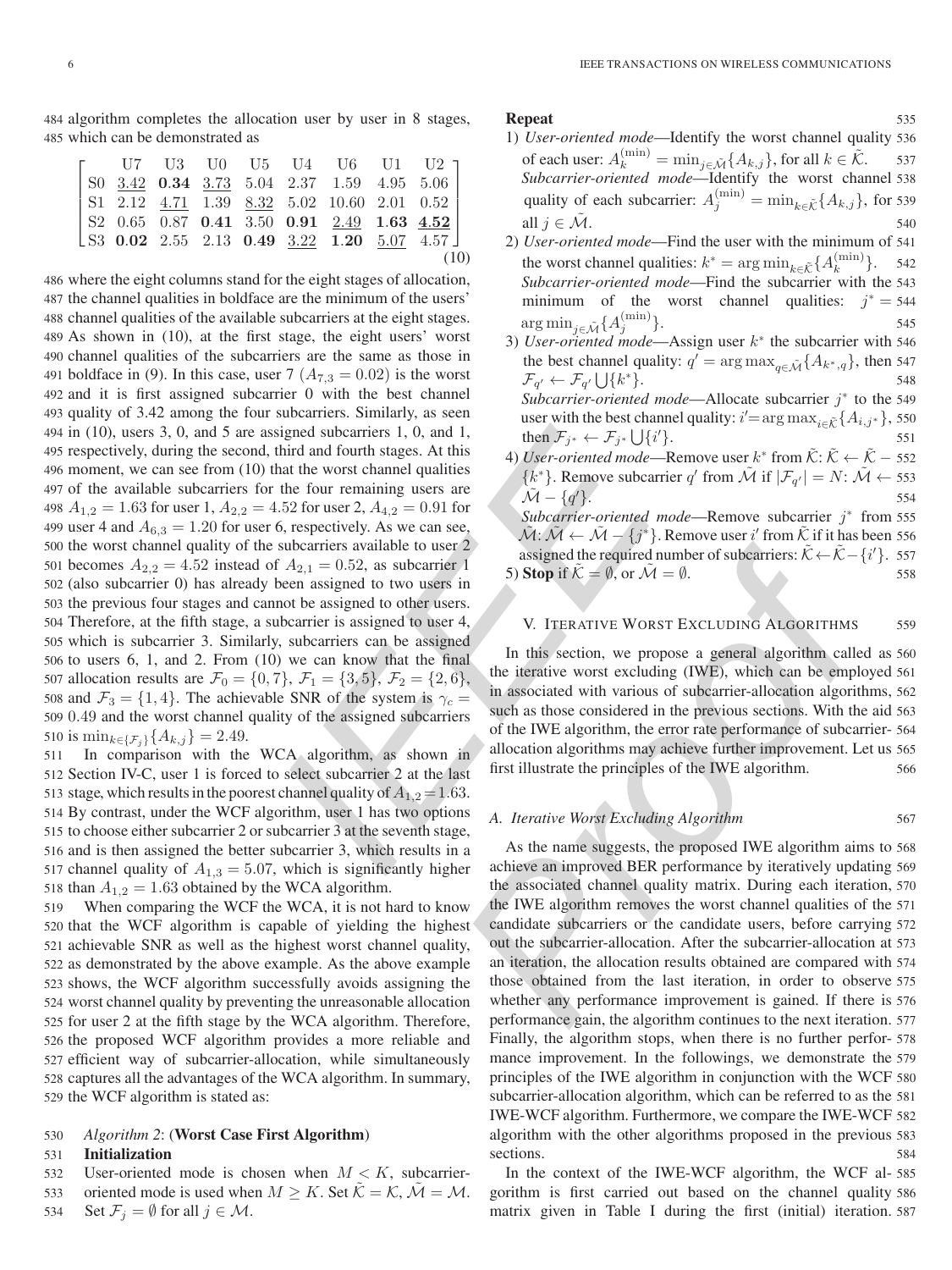algorithm completes the allocation user by user in 8 stages, which can be demonstrated as

$$\begin{bmatrix} & \text{U7} & \text{U3} & \text{U0} & \text{U5} & \text{U4} & \text{U6} & \text{U1} & \text{U2} \\ \text{S0} & \underline{3.42} & \mathbf{0.34} & \underline{3.73} & 5.04 & 2.37 & 1.59 & 4.95 & 5.06 \\ \text{S1} & 2.12 & \underline{4.71} & 1.39 & \underline{8.32} & 5.02 & 10.60 & 2.01 & 0.52 \\ \text{S2} & 0.65 & 0.87 & \mathbf{0.41} & 3.50 & \mathbf{0.91} & \underline{2.49} & \mathbf{1.63} & \underline{\mathbf{4.52}} \\ \text{S3} & \mathbf{0.02} & 2.55 & 2.13 & \mathbf{0.49} & \underline{3.22} & \mathbf{1.20} & \underline{5.07} & 4.57 \end{bmatrix} \tag{10}$$

where the eight columns stand for the eight stages of allocation, the channel qualities in boldface are the minimum of the users' channel qualities of the available subcarriers at the eight stages. As shown in (10), at the first stage, the eight users' worst channel qualities of the subcarriers are the same as those in boldface in (9). In this case, user 7 ($A_{7,3} = 0.02$) is the worst and it is first assigned subcarrier 0 with the best channel quality of 3.42 among the four subcarriers. Similarly, as seen in (10), users 3, 0, and 5 are assigned subcarriers 1, 0, and 1, respectively, during the second, third and fourth stages. At this moment, we can see from (10) that the worst channel qualities of the available subcarriers for the four remaining users are $A_{1,2} = 1.63$ for user 1, $A_{2,2} = 4.52$ for user 2, $A_{4,2} = 0.91$ for user 4 and $A_{6,3} = 1.20$ for user 6, respectively. As we can see, the worst channel quality of the subcarriers available to user 2 becomes $A_{2,2} = 4.52$ instead of $A_{2,1} = 0.52$, as subcarrier 1 (also subcarrier 0) has already been assigned to two users in the previous four stages and cannot be assigned to other users. Therefore, at the fifth stage, a subcarrier is assigned to user 4, which is subcarrier 3. Similarly, subcarriers can be assigned to users 6, 1, and 2. From (10) we can know that the final allocation results are $\mathcal{F}_0 = \{0, 7\}$, $\mathcal{F}_1 = \{3, 5\}$, $\mathcal{F}_2 = \{2, 6\}$, and $\mathcal{F}_3 = \{1, 4\}$. The achievable SNR of the system is $\gamma_c = 0.49$ and the worst channel quality of the assigned subcarriers is $\min_{k \in \{\mathcal{F}_j\}}\{A_{k,j}\} = 2.49$.

In comparison with the WCA algorithm, as shown in Section IV-C, user 1 is forced to select subcarrier 2 at the last stage, which results in the poorest channel quality of $A_{1,2} = 1.63$. By contrast, under the WCF algorithm, user 1 has two options to choose either subcarrier 2 or subcarrier 3 at the seventh stage, and is then assigned the better subcarrier 3, which results in a channel quality of $A_{1,3} = 5.07$, which is significantly higher than $A_{1,2} = 1.63$ obtained by the WCA algorithm.

When comparing the WCF the WCA, it is not hard to know that the WCF algorithm is capable of yielding the highest achievable SNR as well as the highest worst channel quality, as demonstrated by the above example. As the above example shows, the WCF algorithm successfully avoids assigning the worst channel quality by preventing the unreasonable allocation for user 2 at the fifth stage by the WCA algorithm. Therefore, the proposed WCF algorithm provides a more reliable and efficient way of subcarrier-allocation, while simultaneously captures all the advantages of the WCA algorithm. In summary, the WCF algorithm is stated as:

*Algorithm 2*: (**Worst Case First Algorithm**)

**Initialization**

User-oriented mode is chosen when $M < K$, subcarrier-oriented mode is used when $M \geq K$. Set $\tilde{\mathcal{K}} = \mathcal{K}$, $\tilde{\mathcal{M}} = \mathcal{M}$. Set $\mathcal{F}_j = \emptyset$ for all $j \in \mathcal{M}$.

**Repeat**

1) *User-oriented mode*—Identify the worst channel quality of each user: $A_k^{(\min)} = \min_{j \in \tilde{\mathcal{M}}}\{A_{k,j}\}$, for all $k \in \tilde{\mathcal{K}}$.
*Subcarrier-oriented mode*—Identify the worst channel quality of each subcarrier: $A_j^{(\min)} = \min_{k \in \tilde{\mathcal{K}}}\{A_{k,j}\}$, for all $j \in \tilde{\mathcal{M}}$.
2) *User-oriented mode*—Find the user with the minimum of the worst channel qualities: $k^* = \arg\min_{k \in \tilde{\mathcal{K}}}\{A_k^{(\min)}\}$.
*Subcarrier-oriented mode*—Find the subcarrier with the minimum of the worst channel qualities: $j^* = \arg\min_{j \in \tilde{\mathcal{M}}}\{A_j^{(\min)}\}$.
3) *User-oriented mode*—Assign user $k^*$ the subcarrier with the best channel quality: $q' = \arg\max_{q \in \tilde{\mathcal{M}}}\{A_{k^*,q}\}$, then $\mathcal{F}_{q'} \leftarrow \mathcal{F}_{q'} \bigcup\{k^*\}$.
*Subcarrier-oriented mode*—Allocate subcarrier $j^*$ to the user with the best channel quality: $i' = \arg\max_{i \in \tilde{\mathcal{K}}}\{A_{i,j^*}\}$, then $\mathcal{F}_{j^*} \leftarrow \mathcal{F}_{j^*} \bigcup\{i'\}$.
4) *User-oriented mode*—Remove user $k^*$ from $\tilde{\mathcal{K}}$: $\tilde{\mathcal{K}} \leftarrow \tilde{\mathcal{K}} - \{k^*\}$. Remove subcarrier $q'$ from $\tilde{\mathcal{M}}$ if $|\mathcal{F}_{q'}| = N$: $\tilde{\mathcal{M}} \leftarrow \tilde{\mathcal{M}} - \{q'\}$.
*Subcarrier-oriented mode*—Remove subcarrier $j^*$ from $\tilde{\mathcal{M}}$: $\tilde{\mathcal{M}} \leftarrow \tilde{\mathcal{M}} - \{j^*\}$. Remove user $i'$ from $\tilde{\mathcal{K}}$ if it has been assigned the required number of subcarriers: $\tilde{\mathcal{K}} \leftarrow \tilde{\mathcal{K}} - \{i'\}$.
5) **Stop** if $\tilde{\mathcal{K}} = \emptyset$, or $\tilde{\mathcal{M}} = \emptyset$.

## V. Iterative Worst Excluding Algorithms

In this section, we propose a general algorithm called as the iterative worst excluding (IWE), which can be employed in associated with various of subcarrier-allocation algorithms, such as those considered in the previous sections. With the aid of the IWE algorithm, the error rate performance of subcarrier-allocation algorithms may achieve further improvement. Let us first illustrate the principles of the IWE algorithm.

### A. Iterative Worst Excluding Algorithm

As the name suggests, the proposed IWE algorithm aims to achieve an improved BER performance by iteratively updating the associated channel quality matrix. During each iteration, the IWE algorithm removes the worst channel qualities of the candidate subcarriers or the candidate users, before carrying out the subcarrier-allocation. After the subcarrier-allocation at an iteration, the allocation results obtained are compared with those obtained from the last iteration, in order to observe whether any performance improvement is gained. If there is performance gain, the algorithm continues to the next iteration. Finally, the algorithm stops, when there is no further performance improvement. In the followings, we demonstrate the principles of the IWE algorithm in conjunction with the WCF subcarrier-allocation algorithm, which can be referred to as the IWE-WCF algorithm. Furthermore, we compare the IWE-WCF algorithm with the other algorithms proposed in the previous sections.

In the context of the IWE-WCF algorithm, the WCF algorithm is first carried out based on the channel quality matrix given in Table I during the first (initial) iteration.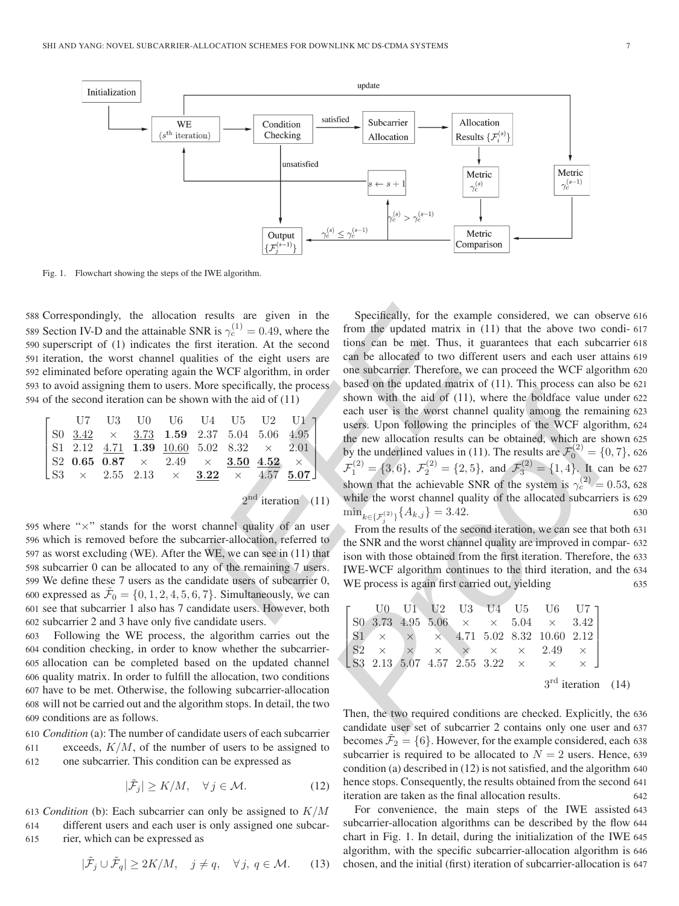Fig. 1. Flowchart showing the steps of the IWE algorithm.

Correspondingly, the allocation results are given in the Section IV-D and the attainable SNR is $\gamma_c^{(1)} = 0.49$, where the superscript of (1) indicates the first iteration. At the second iteration, the worst channel qualities of the eight users are eliminated before operating again the WCF algorithm, in order to avoid assigning them to users. More specifically, the process of the second iteration can be shown with the aid of (11)

$$\begin{bmatrix} & \text{U7} & \text{U3} & \text{U0} & \text{U6} & \text{U4} & \text{U5} & \text{U2} & \text{U1} \\ \text{S0} & \underline{3.42} & \times & \underline{3.73} & \mathbf{1.59} & 2.37 & 5.04 & 5.06 & 4.95 \\ \text{S1} & 2.12 & \underline{4.71} & \mathbf{1.39} & \underline{10.60} & 5.02 & 8.32 & \times & 2.01 \\ \text{S2} & \mathbf{0.65} & \mathbf{0.87} & \times & 2.49 & \times & \underline{\mathbf{3.50}} & \underline{\mathbf{4.52}} & \times \\ \text{S3} & \times & 2.55 & 2.13 & \times & \underline{\mathbf{3.22}} & \times & 4.57 & \underline{\mathbf{5.07}} \end{bmatrix}$$

$$2^{\text{nd}} \text{ iteration} \quad (11)$$

where "×" stands for the worst channel quality of an user which is removed before the subcarrier-allocation, referred to as worst excluding (WE). After the WE, we can see in (11) that subcarrier 0 can be allocated to any of the remaining 7 users. We define these 7 users as the candidate users of subcarrier 0, expressed as $\tilde{\mathcal{F}}_0 = \{0, 1, 2, 4, 5, 6, 7\}$. Simultaneously, we can see that subcarrier 1 also has 7 candidate users. However, both subcarrier 2 and 3 have only five candidate users.

Following the WE process, the algorithm carries out the condition checking, in order to know whether the subcarrier-allocation can be completed based on the updated channel quality matrix. In order to fulfill the allocation, two conditions have to be met. Otherwise, the following subcarrier-allocation will not be carried out and the algorithm stops. In detail, the two conditions are as follows.

*Condition* (a): The number of candidate users of each subcarrier exceeds, $K/M$, of the number of users to be assigned to one subcarrier. This condition can be expressed as

$$|\tilde{\mathcal{F}}_j| \geq K/M, \quad \forall j \in \mathcal{M}. \tag{12}$$

*Condition* (b): Each subcarrier can only be assigned to $K/M$ different users and each user is only assigned one subcarrier, which can be expressed as

$$|\tilde{\mathcal{F}}_j \cup \tilde{\mathcal{F}}_q| \geq 2K/M, \quad j \neq q, \quad \forall j, q \in \mathcal{M}. \tag{13}$$

Specifically, for the example considered, we can observe from the updated matrix in (11) that the above two conditions can be met. Thus, it guarantees that each subcarrier can be allocated to two different users and each user attains one subcarrier. Therefore, we can proceed the WCF algorithm based on the updated matrix of (11). This process can also be shown with the aid of (11), where the boldface value under each user is the worst channel quality among the remaining users. Upon following the principles of the WCF algorithm, the new allocation results can be obtained, which are shown by the underlined values in (11). The results are $\mathcal{F}_0^{(2)} = \{0, 7\}$, $\mathcal{F}_1^{(2)} = \{3, 6\}$, $\mathcal{F}_2^{(2)} = \{2, 5\}$, and $\mathcal{F}_3^{(2)} = \{1, 4\}$. It can be shown that the achievable SNR of the system is $\gamma_c^{(2)} = 0.53$, while the worst channel quality of the allocated subcarriers is $\min_{k \in \{\mathcal{F}_j^{(2)}\}}\{A_{k,j}\} = 3.42$.

From the results of the second iteration, we can see that both the SNR and the worst channel quality are improved in comparison with those obtained from the first iteration. Therefore, the IWE-WCF algorithm continues to the third iteration, and the WE process is again first carried out, yielding

$$\begin{bmatrix} & \text{U0} & \text{U1} & \text{U2} & \text{U3} & \text{U4} & \text{U5} & \text{U6} & \text{U7} \\ \text{S0} & 3.73 & 4.95 & 5.06 & \times & \times & 5.04 & \times & 3.42 \\ \text{S1} & \times & \times & \times & 4.71 & 5.02 & 8.32 & 10.60 & 2.12 \\ \text{S2} & \times & \times & \times & \times & \times & \times & 2.49 & \times \\ \text{S3} & 2.13 & 5.07 & 4.57 & 2.55 & 3.22 & \times & \times & \times \end{bmatrix}$$

$$3^{\text{rd}} \text{ iteration} \quad (14)$$

Then, the two required conditions are checked. Explicitly, the candidate user set of subcarrier 2 contains only one user and becomes $\tilde{\mathcal{F}}_2 = \{6\}$. However, for the example considered, each subcarrier is required to be allocated to $N = 2$ users. Hence, condition (a) described in (12) is not satisfied, and the algorithm hence stops. Consequently, the results obtained from the second iteration are taken as the final allocation results.

For convenience, the main steps of the IWE assisted subcarrier-allocation algorithms can be described by the flow chart in Fig. 1. In detail, during the initialization of the IWE algorithm, with the specific subcarrier-allocation algorithm is chosen, and the initial (first) iteration of subcarrier-allocation is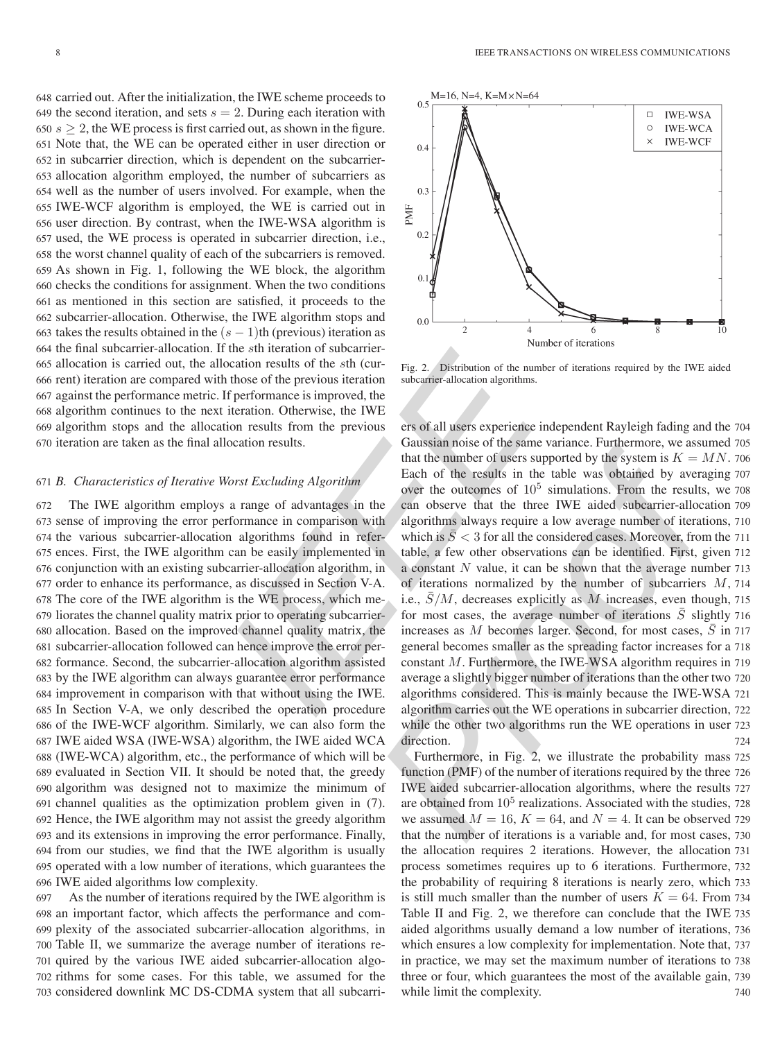carried out. After the initialization, the IWE scheme proceeds to the second iteration, and sets $s = 2$. During each iteration with $s \geq 2$, the WE process is first carried out, as shown in the figure. Note that, the WE can be operated either in user direction or in subcarrier direction, which is dependent on the subcarrier-allocation algorithm employed, the number of subcarriers as well as the number of users involved. For example, when the IWE-WCF algorithm is employed, the WE is carried out in user direction. By contrast, when the IWE-WSA algorithm is used, the WE process is operated in subcarrier direction, i.e., the worst channel quality of each of the subcarriers is removed. As shown in Fig. 1, following the WE block, the algorithm checks the conditions for assignment. When the two conditions as mentioned in this section are satisfied, it proceeds to the subcarrier-allocation. Otherwise, the IWE algorithm stops and takes the results obtained in the $(s-1)$th (previous) iteration as the final subcarrier-allocation. If the $s$th iteration of subcarrier-allocation is carried out, the allocation results of the $s$th (current) iteration are compared with those of the previous iteration against the performance metric. If performance is improved, the algorithm continues to the next iteration. Otherwise, the IWE algorithm stops and the allocation results from the previous iteration are taken as the final allocation results.

### B. Characteristics of Iterative Worst Excluding Algorithm

The IWE algorithm employs a range of advantages in the sense of improving the error performance in comparison with the various subcarrier-allocation algorithms found in references. First, the IWE algorithm can be easily implemented in conjunction with an existing subcarrier-allocation algorithm, in order to enhance its performance, as discussed in Section V-A. The core of the IWE algorithm is the WE process, which meliorates the channel quality matrix prior to operating subcarrier-allocation. Based on the improved channel quality matrix, the subcarrier-allocation followed can hence improve the error performance. Second, the subcarrier-allocation algorithm assisted by the IWE algorithm can always guarantee error performance improvement in comparison with that without using the IWE. In Section V-A, we only described the operation procedure of the IWE-WCF algorithm. Similarly, we can also form the IWE aided WSA (IWE-WSA) algorithm, the IWE aided WCA (IWE-WCA) algorithm, etc., the performance of which will be evaluated in Section VII. It should be noted that, the greedy algorithm was designed not to maximize the minimum of channel qualities as the optimization problem given in (7). Hence, the IWE algorithm may not assist the greedy algorithm and its extensions in improving the error performance. Finally, from our studies, we find that the IWE algorithm is usually operated with a low number of iterations, which guarantees the IWE aided algorithms low complexity.

As the number of iterations required by the IWE algorithm is an important factor, which affects the performance and complexity of the associated subcarrier-allocation algorithms, in Table II, we summarize the average number of iterations required by the various IWE aided subcarrier-allocation algorithms for some cases. For this table, we assumed for the considered downlink MC DS-CDMA system that all subcarriers of all users experience independent Rayleigh fading and the Gaussian noise of the same variance. Furthermore, we assumed that the number of users supported by the system is $K = MN$. Each of the results in the table was obtained by averaging over the outcomes of $10^5$ simulations. From the results, we can observe that the three IWE aided subcarrier-allocation algorithms always require a low average number of iterations, which is $\bar{S} < 3$ for all the considered cases. Moreover, from the table, a few other observations can be identified. First, given a constant $N$ value, it can be shown that the average number of iterations normalized by the number of subcarriers $M$, i.e., $\bar{S}/M$, decreases explicitly as $M$ increases, even though, for most cases, the average number of iterations $\bar{S}$ slightly increases as $M$ becomes larger. Second, for most cases, $\bar{S}$ in general becomes smaller as the spreading factor increases for a constant $M$. Furthermore, the IWE-WSA algorithm requires in average a slightly bigger number of iterations than the other two algorithms considered. This is mainly because the IWE-WSA algorithm carries out the WE operations in subcarrier direction, while the other two algorithms run the WE operations in user direction.

M=16, N=4, K=M×N=64

PMF

Number of iterations

0.0 0.1 0.2 0.3 0.4 0.5

2 4 6 8 10

IWE-WSA
IWE-WCA
IWE-WCF

Fig. 2. Distribution of the number of iterations required by the IWE aided subcarrier-allocation algorithms.

Furthermore, in Fig. 2, we illustrate the probability mass function (PMF) of the number of iterations required by the three IWE aided subcarrier-allocation algorithms, where the results are obtained from $10^5$ realizations. Associated with the studies, we assumed $M = 16$, $K = 64$, and $N = 4$. It can be observed that the number of iterations is a variable and, for most cases, the allocation requires 2 iterations. However, the allocation process sometimes requires up to 6 iterations. Furthermore, the probability of requiring 8 iterations is nearly zero, which is still much smaller than the number of users $K = 64$. From Table II and Fig. 2, we therefore can conclude that the IWE aided algorithms usually demand a low number of iterations, which ensures a low complexity for implementation. Note that, in practice, we may set the maximum number of iterations to three or four, which guarantees the most of the available gain, while limit the complexity.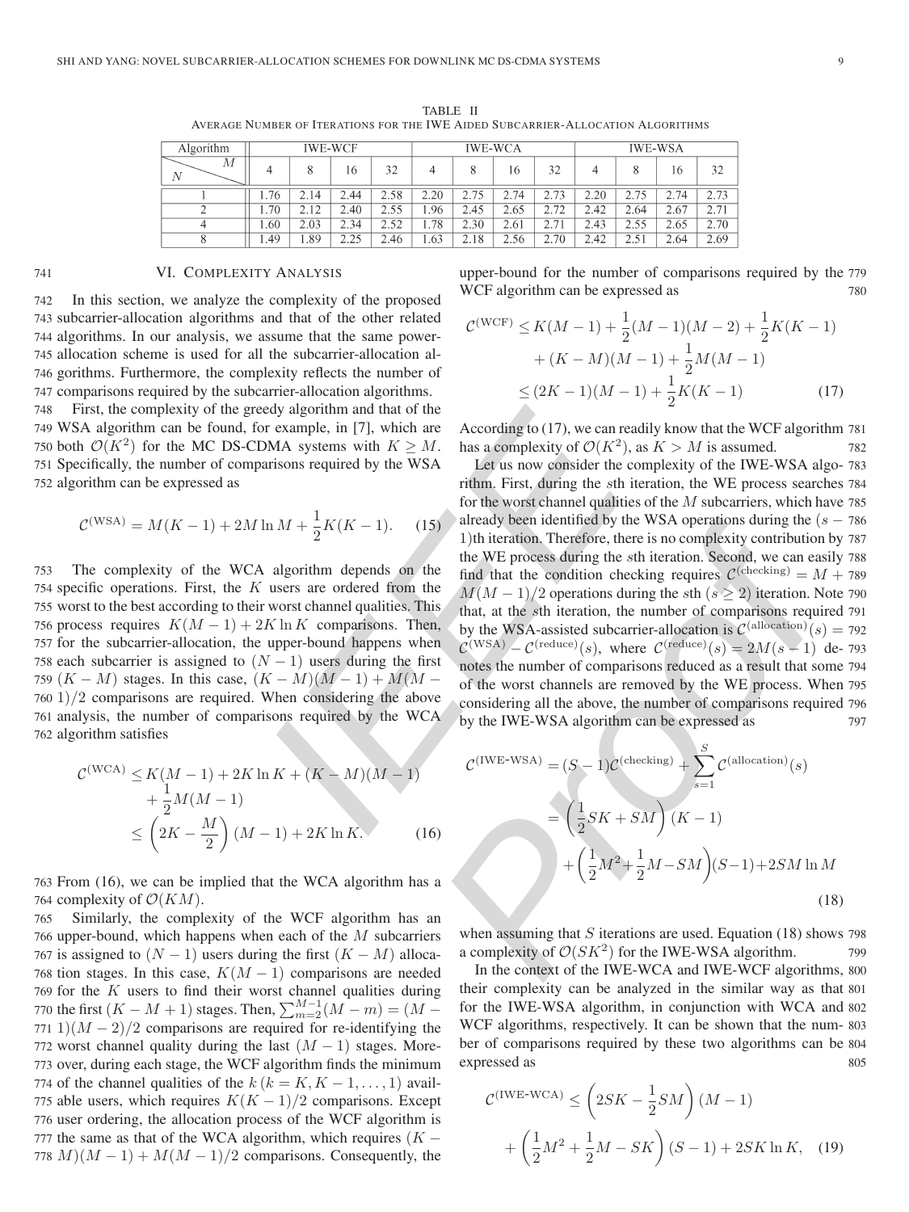TABLE II
Average Number of Iterations for the IWE Aided Subcarrier-Allocation Algorithms

| Algorithm | IWE-WCF | | | | IWE-WCA | | | | IWE-WSA | | | |
|---|---|---|---|---|---|---|---|---|---|---|---|---|
| $N$ \ $M$ | 4 | 8 | 16 | 32 | 4 | 8 | 16 | 32 | 4 | 8 | 16 | 32 |
| 1 | 1.76 | 2.14 | 2.44 | 2.58 | 2.20 | 2.75 | 2.74 | 2.73 | 2.20 | 2.75 | 2.74 | 2.73 |
| 2 | 1.70 | 2.12 | 2.40 | 2.55 | 1.96 | 2.45 | 2.65 | 2.72 | 2.42 | 2.64 | 2.67 | 2.71 |
| 4 | 1.60 | 2.03 | 2.34 | 2.52 | 1.78 | 2.30 | 2.61 | 2.71 | 2.43 | 2.55 | 2.65 | 2.70 |
| 8 | 1.49 | 1.89 | 2.25 | 2.46 | 1.63 | 2.18 | 2.56 | 2.70 | 2.42 | 2.51 | 2.64 | 2.69 |

## VI. Complexity Analysis

In this section, we analyze the complexity of the proposed subcarrier-allocation algorithms and that of the other related algorithms. In our analysis, we assume that the same power-allocation scheme is used for all the subcarrier-allocation algorithms. Furthermore, the complexity reflects the number of comparisons required by the subcarrier-allocation algorithms.

First, the complexity of the greedy algorithm and that of the WSA algorithm can be found, for example, in [7], which are both $\mathcal{O}(K^2)$ for the MC DS-CDMA systems with $K \geq M$. Specifically, the number of comparisons required by the WSA algorithm can be expressed as

$$\mathcal{C}^{(\text{WSA})} = M(K-1) + 2M \ln M + \frac{1}{2}K(K-1). \quad (15)$$

The complexity of the WCA algorithm depends on the specific operations. First, the $K$ users are ordered from the worst to the best according to their worst channel qualities. This process requires $K(M-1) + 2K \ln K$ comparisons. Then, for the subcarrier-allocation, the upper-bound happens when each subcarrier is assigned to $(N-1)$ users during the first $(K-M)$ stages. In this case, $(K-M)(M-1) + M(M-1)/2$ comparisons are required. When considering the above analysis, the number of comparisons required by the WCA algorithm satisfies

$$\begin{aligned}\mathcal{C}^{(\text{WCA})} &\leq K(M-1) + 2K \ln K + (K-M)(M-1) \\ &\quad + \frac{1}{2}M(M-1) \\ &\leq \left(2K - \frac{M}{2}\right)(M-1) + 2K \ln K. \end{aligned} \quad (16)$$

From (16), we can be implied that the WCA algorithm has a complexity of $\mathcal{O}(KM)$.

Similarly, the complexity of the WCF algorithm has an upper-bound, which happens when each of the $M$ subcarriers is assigned to $(N-1)$ users during the first $(K-M)$ allocation stages. In this case, $K(M-1)$ comparisons are needed for the $K$ users to find their worst channel qualities during the first $(K-M+1)$ stages. Then, $\sum_{m=2}^{M-1}(M-m) = (M-1)(M-2)/2$ comparisons are required for re-identifying the worst channel quality during the last $(M-1)$ stages. Moreover, during each stage, the WCF algorithm finds the minimum of the channel qualities of the $k$ $(k = K, K-1, \ldots, 1)$ available users, which requires $K(K-1)/2$ comparisons. Except user ordering, the allocation process of the WCF algorithm is the same as that of the WCA algorithm, which requires $(K-M)(M-1) + M(M-1)/2$ comparisons. Consequently, the upper-bound for the number of comparisons required by the WCF algorithm can be expressed as

$$\begin{aligned}\mathcal{C}^{(\text{WCF})} &\leq K(M-1) + \frac{1}{2}(M-1)(M-2) + \frac{1}{2}K(K-1) \\ &\quad + (K-M)(M-1) + \frac{1}{2}M(M-1) \\ &\leq (2K-1)(M-1) + \frac{1}{2}K(K-1) \end{aligned} \quad (17)$$

According to (17), we can readily know that the WCF algorithm has a complexity of $\mathcal{O}(K^2)$, as $K > M$ is assumed.

Let us now consider the complexity of the IWE-WSA algorithm. First, during the $s$th iteration, the WE process searches for the worst channel qualities of the $M$ subcarriers, which have already been identified by the WSA operations during the $(s-1)$th iteration. Therefore, there is no complexity contribution by the WE process during the $s$th iteration. Second, we can easily find that the condition checking requires $\mathcal{C}^{(\text{checking})} = M + M(M-1)/2$ operations during the $s$th $(s \geq 2)$ iteration. Note that, at the $s$th iteration, the number of comparisons required by the WSA-assisted subcarrier-allocation is $\mathcal{C}^{(\text{allocation})}(s) = \mathcal{C}^{(\text{WSA})} - \mathcal{C}^{(\text{reduce})}(s)$, where $\mathcal{C}^{(\text{reduce})}(s) = 2M(s-1)$ denotes the number of comparisons reduced as a result that some of the worst channels are removed by the WE process. When considering all the above, the number of comparisons required by the IWE-WSA algorithm can be expressed as

$$\begin{aligned}\mathcal{C}^{(\text{IWE-WSA})} &= (S-1)\mathcal{C}^{(\text{checking})} + \sum_{s=1}^{S} \mathcal{C}^{(\text{allocation})}(s) \\ &= \left(\frac{1}{2}SK + SM\right)(K-1) \\ &\quad + \left(\frac{1}{2}M^2 + \frac{1}{2}M - SM\right)(S-1) + 2SM \ln M \end{aligned} \quad (18)$$

when assuming that $S$ iterations are used. Equation (18) shows a complexity of $\mathcal{O}(SK^2)$ for the IWE-WSA algorithm.

In the context of the IWE-WCA and IWE-WCF algorithms, their complexity can be analyzed in the similar way as that for the IWE-WSA algorithm, in conjunction with WCA and WCF algorithms, respectively. It can be shown that the number of comparisons required by these two algorithms can be expressed as

$$\begin{aligned}\mathcal{C}^{(\text{IWE-WCA})} &\leq \left(2SK - \frac{1}{2}SM\right)(M-1) \\ &\quad + \left(\frac{1}{2}M^2 + \frac{1}{2}M - SK\right)(S-1) + 2SK \ln K, \end{aligned} \quad (19)$$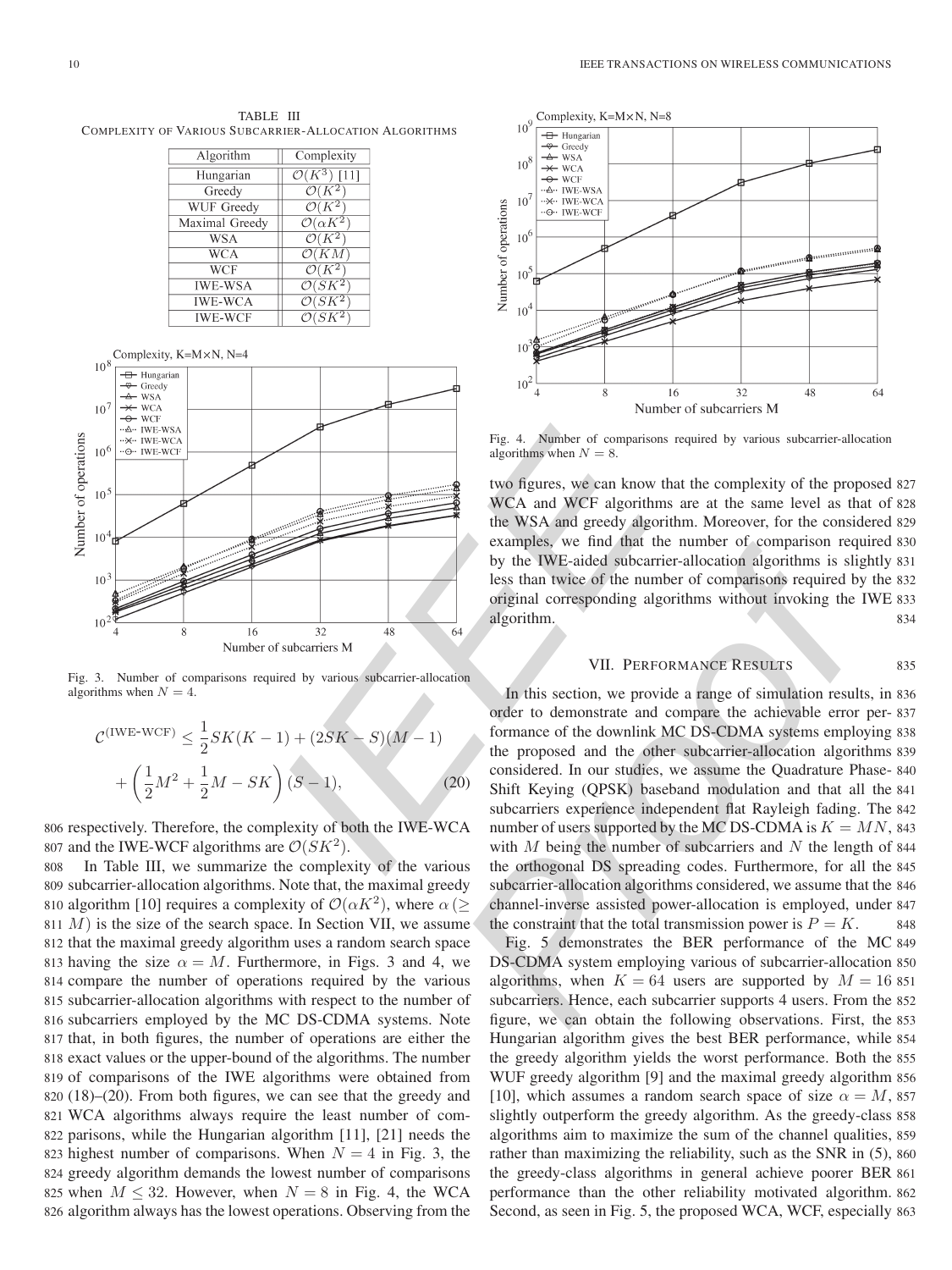TABLE III
COMPLEXITY OF VARIOUS SUBCARRIER-ALLOCATION ALGORITHMS

| Algorithm | Complexity |
|---|---|
| Hungarian | $\mathcal{O}(K^3)$ [11] |
| Greedy | $\mathcal{O}(K^2)$ |
| WUF Greedy | $\mathcal{O}(K^2)$ |
| Maximal Greedy | $\mathcal{O}(\alpha K^2)$ |
| WSA | $\mathcal{O}(K^2)$ |
| WCA | $\mathcal{O}(KM)$ |
| WCF | $\mathcal{O}(K^2)$ |
| IWE-WSA | $\mathcal{O}(SK^2)$ |
| IWE-WCA | $\mathcal{O}(SK^2)$ |
| IWE-WCF | $\mathcal{O}(SK^2)$ |

Fig. 3. Number of comparisons required by various subcarrier-allocation algorithms when $N = 4$.

$$\mathcal{C}^{(\text{IWE-WCF})} \leq \frac{1}{2}SK(K-1) + (2SK - S)(M-1) + \left(\frac{1}{2}M^2 + \frac{1}{2}M - SK\right)(S-1), \tag{20}$$

respectively. Therefore, the complexity of both the IWE-WCA and the IWE-WCF algorithms are $\mathcal{O}(SK^2)$.

In Table III, we summarize the complexity of the various subcarrier-allocation algorithms. Note that, the maximal greedy algorithm [10] requires a complexity of $\mathcal{O}(\alpha K^2)$, where $\alpha (\geq M)$ is the size of the search space. In Section VII, we assume that the maximal greedy algorithm uses a random search space having the size $\alpha = M$. Furthermore, in Figs. 3 and 4, we compare the number of operations required by the various subcarrier-allocation algorithms with respect to the number of subcarriers employed by the MC DS-CDMA systems. Note that, in both figures, the number of operations are either the exact values or the upper-bound of the algorithms. The number of comparisons of the IWE algorithms were obtained from (18)–(20). From both figures, we can see that the greedy and WCA algorithms always require the least number of comparisons, while the Hungarian algorithm [11], [21] needs the highest number of comparisons. When $N = 4$ in Fig. 3, the greedy algorithm demands the lowest number of comparisons when $M \leq 32$. However, when $N = 8$ in Fig. 4, the WCA algorithm always has the lowest operations. Observing from the

Fig. 4. Number of comparisons required by various subcarrier-allocation algorithms when $N = 8$.

two figures, we can know that the complexity of the proposed WCA and WCF algorithms are at the same level as that of the WSA and greedy algorithm. Moreover, for the considered examples, we find that the number of comparison required by the IWE-aided subcarrier-allocation algorithms is slightly less than twice of the number of comparisons required by the original corresponding algorithms without invoking the IWE algorithm.

## VII. PERFORMANCE RESULTS

In this section, we provide a range of simulation results, in order to demonstrate and compare the achievable error performance of the downlink MC DS-CDMA systems employing the proposed and the other subcarrier-allocation algorithms considered. In our studies, we assume the Quadrature Phase-Shift Keying (QPSK) baseband modulation and that all the subcarriers experience independent flat Rayleigh fading. The number of users supported by the MC DS-CDMA is $K = MN$, with $M$ being the number of subcarriers and $N$ the length of the orthogonal DS spreading codes. Furthermore, for all the subcarrier-allocation algorithms considered, we assume that the channel-inverse assisted power-allocation is employed, under the constraint that the total transmission power is $P = K$.

Fig. 5 demonstrates the BER performance of the MC DS-CDMA system employing various of subcarrier-allocation algorithms, when $K = 64$ users are supported by $M = 16$ subcarriers. Hence, each subcarrier supports 4 users. From the figure, we can obtain the following observations. First, the Hungarian algorithm gives the best BER performance, while the greedy algorithm yields the worst performance. Both the WUF greedy algorithm [9] and the maximal greedy algorithm [10], which assumes a random search space of size $\alpha = M$, slightly outperform the greedy algorithm. As the greedy-class algorithms aim to maximize the sum of the channel qualities, rather than maximizing the reliability, such as the SNR in (5), the greedy-class algorithms in general achieve poorer BER performance than the other reliability motivated algorithm. Second, as seen in Fig. 5, the proposed WCA, WCF, especially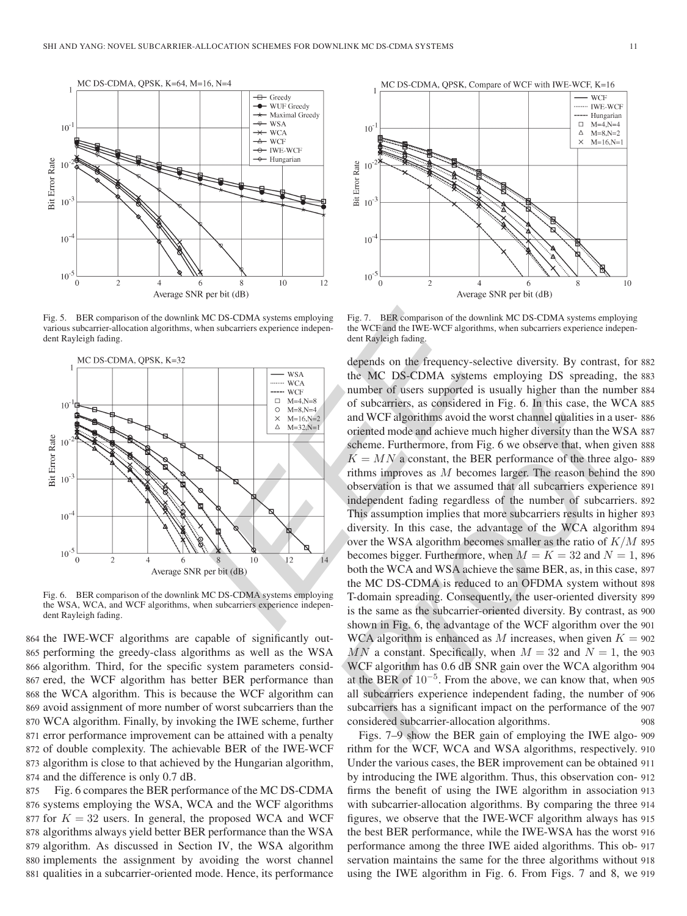Fig. 5. BER comparison of the downlink MC DS-CDMA systems employing various subcarrier-allocation algorithms, when subcarriers experience independent Rayleigh fading.

Fig. 6. BER comparison of the downlink MC DS-CDMA systems employing the WSA, WCA, and WCF algorithms, when subcarriers experience independent Rayleigh fading.

Fig. 7. BER comparison of the downlink MC DS-CDMA systems employing the WCF and the IWE-WCF algorithms, when subcarriers experience independent Rayleigh fading.

the IWE-WCF algorithms are capable of significantly outperforming the greedy-class algorithms as well as the WSA algorithm. Third, for the specific system parameters considered, the WCF algorithm has better BER performance than the WCA algorithm. This is because the WCF algorithm can avoid assignment of more number of worst subcarriers than the WCA algorithm. Finally, by invoking the IWE scheme, further error performance improvement can be attained with a penalty of double complexity. The achievable BER of the IWE-WCF algorithm is close to that achieved by the Hungarian algorithm, and the difference is only 0.7 dB.

Fig. 6 compares the BER performance of the MC DS-CDMA systems employing the WSA, WCA and the WCF algorithms for $K = 32$ users. In general, the proposed WCA and WCF algorithms always yield better BER performance than the WSA algorithm. As discussed in Section IV, the WSA algorithm implements the assignment by avoiding the worst channel qualities in a subcarrier-oriented mode. Hence, its performance depends on the frequency-selective diversity. By contrast, for the MC DS-CDMA systems employing DS spreading, the number of users supported is usually higher than the number of subcarriers, as considered in Fig. 6. In this case, the WCA and WCF algorithms avoid the worst channel qualities in a user-oriented mode and achieve much higher diversity than the WSA scheme. Furthermore, from Fig. 6 we observe that, when given $K = MN$ a constant, the BER performance of the three algorithms improves as $M$ becomes larger. The reason behind the observation is that we assumed that all subcarriers experience independent fading regardless of the number of subcarriers. This assumption implies that more subcarriers results in higher diversity. In this case, the advantage of the WCA algorithm over the WSA algorithm becomes smaller as the ratio of $K/M$ becomes bigger. Furthermore, when $M = K = 32$ and $N = 1$, both the WCA and WSA achieve the same BER, as, in this case, the MC DS-CDMA is reduced to an OFDMA system without T-domain spreading. Consequently, the user-oriented diversity is the same as the subcarrier-oriented diversity. By contrast, as shown in Fig. 6, the advantage of the WCF algorithm over the WCA algorithm is enhanced as $M$ increases, when given $K = MN$ a constant. Specifically, when $M = 32$ and $N = 1$, the WCF algorithm has 0.6 dB SNR gain over the WCA algorithm at the BER of $10^{-5}$. From the above, we can know that, when all subcarriers experience independent fading, the number of subcarriers has a significant impact on the performance of the considered subcarrier-allocation algorithms.

Figs. 7–9 show the BER gain of employing the IWE algorithm for the WCF, WCA and WSA algorithms, respectively. Under the various cases, the BER improvement can be obtained by introducing the IWE algorithm. Thus, this observation confirms the benefit of using the IWE algorithm in association with subcarrier-allocation algorithms. By comparing the three figures, we observe that the IWE-WCF algorithm always has the best BER performance, while the IWE-WSA has the worst performance among the three IWE aided algorithms. This observation maintains the same for the three algorithms without using the IWE algorithm in Fig. 6. From Figs. 7 and 8, we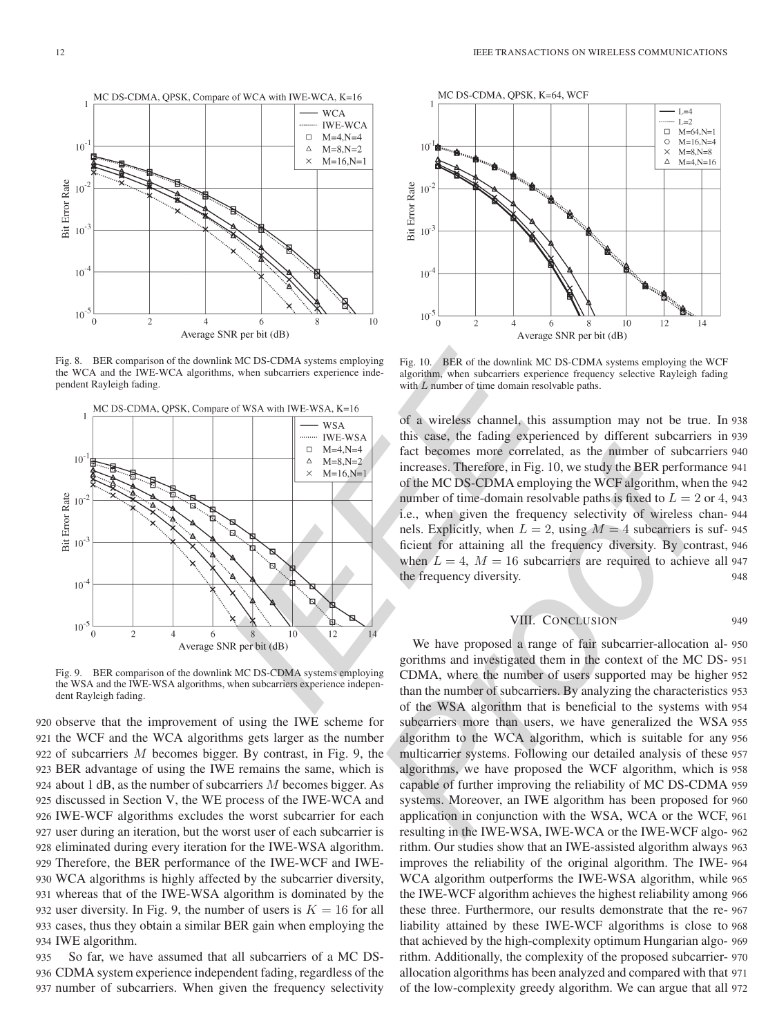Fig. 8. BER comparison of the downlink MC DS-CDMA systems employing the WCA and the IWE-WCA algorithms, when subcarriers experience independent Rayleigh fading.

Fig. 9. BER comparison of the downlink MC DS-CDMA systems employing the WSA and the IWE-WSA algorithms, when subcarriers experience independent Rayleigh fading.

observe that the improvement of using the IWE scheme for the WCF and the WCA algorithms gets larger as the number of subcarriers $M$ becomes bigger. By contrast, in Fig. 9, the BER advantage of using the IWE remains the same, which is about 1 dB, as the number of subcarriers $M$ becomes bigger. As discussed in Section V, the WE process of the IWE-WCA and IWE-WCF algorithms excludes the worst subcarrier for each user during an iteration, but the worst user of each subcarrier is eliminated during every iteration for the IWE-WSA algorithm. Therefore, the BER performance of the IWE-WCF and IWE-WCA algorithms is highly affected by the subcarrier diversity, whereas that of the IWE-WSA algorithm is dominated by the user diversity. In Fig. 9, the number of users is $K = 16$ for all cases, thus they obtain a similar BER gain when employing the IWE algorithm.

So far, we have assumed that all subcarriers of a MC DS-CDMA system experience independent fading, regardless of the number of subcarriers. When given the frequency selectivity

Fig. 10. BER of the downlink MC DS-CDMA systems employing the WCF algorithm, when subcarriers experience frequency selective Rayleigh fading with $L$ number of time domain resolvable paths.

of a wireless channel, this assumption may not be true. In this case, the fading experienced by different subcarriers in fact becomes more correlated, as the number of subcarriers increases. Therefore, in Fig. 10, we study the BER performance of the MC DS-CDMA employing the WCF algorithm, when the number of time-domain resolvable paths is fixed to $L = 2$ or 4, i.e., when given the frequency selectivity of wireless channels. Explicitly, when $L = 2$, using $M = 4$ subcarriers is sufficient for attaining all the frequency diversity. By contrast, when $L = 4$, $M = 16$ subcarriers are required to achieve all the frequency diversity.

## VIII. Conclusion

We have proposed a range of fair subcarrier-allocation algorithms and investigated them in the context of the MC DS-CDMA, where the number of users supported may be higher than the number of subcarriers. By analyzing the characteristics of the WSA algorithm that is beneficial to the systems with subcarriers more than users, we have generalized the WSA algorithm to the WCA algorithm, which is suitable for any multicarrier systems. Following our detailed analysis of these algorithms, we have proposed the WCF algorithm, which is capable of further improving the reliability of MC DS-CDMA systems. Moreover, an IWE algorithm has been proposed for application in conjunction with the WSA, WCA or the WCF, resulting in the IWE-WSA, IWE-WCA or the IWE-WCF algorithm. Our studies show that an IWE-assisted algorithm always improves the reliability of the original algorithm. The IWE-WCA algorithm outperforms the IWE-WSA algorithm, while the IWE-WCF algorithm achieves the highest reliability among these three. Furthermore, our results demonstrate that the reliability attained by these IWE-WCF algorithms is close to that achieved by the high-complexity optimum Hungarian algorithm. Additionally, the complexity of the proposed subcarrier-allocation algorithms has been analyzed and compared with that of the low-complexity greedy algorithm. We can argue that all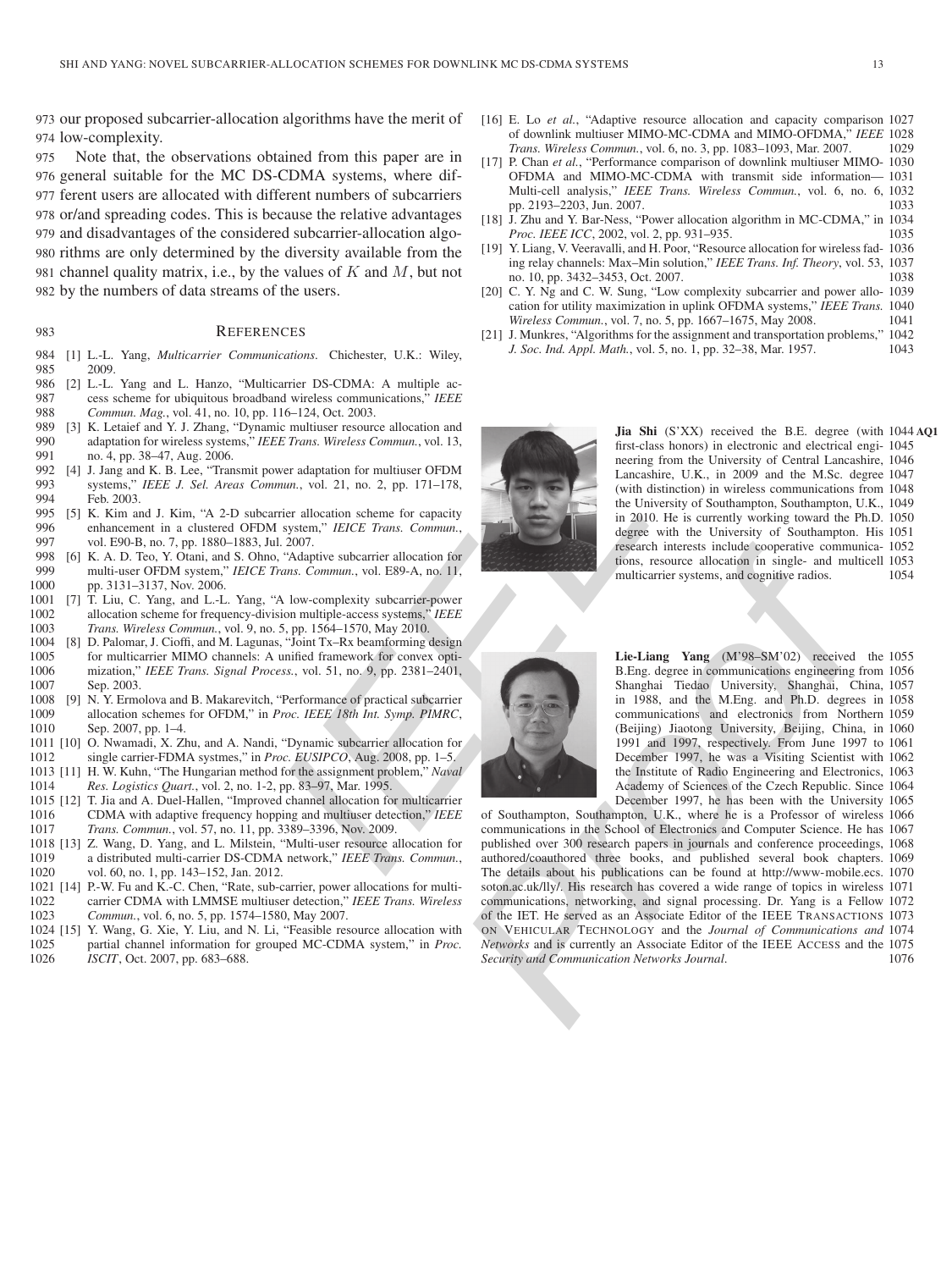our proposed subcarrier-allocation algorithms have the merit of low-complexity.

Note that, the observations obtained from this paper are in general suitable for the MC DS-CDMA systems, where different users are allocated with different numbers of subcarriers or/and spreading codes. This is because the relative advantages and disadvantages of the considered subcarrier-allocation algorithms are only determined by the diversity available from the channel quality matrix, i.e., by the values of $K$ and $M$, but not by the numbers of data streams of the users.

## References

[1] L.-L. Yang, *Multicarrier Communications*. Chichester, U.K.: Wiley, 2009.

[2] L.-L. Yang and L. Hanzo, "Multicarrier DS-CDMA: A multiple access scheme for ubiquitous broadband wireless communications," *IEEE Commun. Mag.*, vol. 41, no. 10, pp. 116–124, Oct. 2003.

[3] K. Letaief and Y. J. Zhang, "Dynamic multiuser resource allocation and adaptation for wireless systems," *IEEE Trans. Wireless Commun.*, vol. 13, no. 4, pp. 38–47, Aug. 2006.

[4] J. Jang and K. B. Lee, "Transmit power adaptation for multiuser OFDM systems," *IEEE J. Sel. Areas Commun.*, vol. 21, no. 2, pp. 171–178, Feb. 2003.

[5] K. Kim and J. Kim, "A 2-D subcarrier allocation scheme for capacity enhancement in a clustered OFDM system," *IEICE Trans. Commun.*, vol. E90-B, no. 7, pp. 1880–1883, Jul. 2007.

[6] K. A. D. Teo, Y. Otani, and S. Ohno, "Adaptive subcarrier allocation for multi-user OFDM system," *IEICE Trans. Commun.*, vol. E89-A, no. 11, pp. 3131–3137, Nov. 2006.

[7] T. Liu, C. Yang, and L.-L. Yang, "A low-complexity subcarrier-power allocation scheme for frequency-division multiple-access systems," *IEEE Trans. Wireless Commun.*, vol. 9, no. 5, pp. 1564–1570, May 2010.

[8] D. Palomar, J. Cioffi, and M. Lagunas, "Joint Tx–Rx beamforming design for multicarrier MIMO channels: A unified framework for convex optimization," *IEEE Trans. Signal Process.*, vol. 51, no. 9, pp. 2381–2401, Sep. 2003.

[9] N. Y. Ermolova and B. Makarevitch, "Performance of practical subcarrier allocation schemes for OFDM," in *Proc. IEEE 18th Int. Symp. PIMRC*, Sep. 2007, pp. 1–4.

[10] O. Nwamadi, X. Zhu, and A. Nandi, "Dynamic subcarrier allocation for single carrier-FDMA systmes," in *Proc. EUSIPCO*, Aug. 2008, pp. 1–5.

[11] H. W. Kuhn, "The Hungarian method for the assignment problem," *Naval Res. Logistics Quart.*, vol. 2, no. 1-2, pp. 83–97, Mar. 1995.

[12] T. Jia and A. Duel-Hallen, "Improved channel allocation for multicarrier CDMA with adaptive frequency hopping and multiuser detection," *IEEE Trans. Commun.*, vol. 57, no. 11, pp. 3389–3396, Nov. 2009.

[13] Z. Wang, D. Yang, and L. Milstein, "Multi-user resource allocation for a distributed multi-carrier DS-CDMA network," *IEEE Trans. Commun.*, vol. 60, no. 1, pp. 143–152, Jan. 2012.

[14] P.-W. Fu and K.-C. Chen, "Rate, sub-carrier, power allocations for multi-carrier CDMA with LMMSE multiuser detection," *IEEE Trans. Wireless Commun.*, vol. 6, no. 5, pp. 1574–1580, May 2007.

[15] Y. Wang, G. Xie, Y. Liu, and N. Li, "Feasible resource allocation with partial channel information for grouped MC-CDMA system," in *Proc. ISCIT*, Oct. 2007, pp. 683–688.

[16] E. Lo *et al.*, "Adaptive resource allocation and capacity comparison of downlink multiuser MIMO-MC-CDMA and MIMO-OFDMA," *IEEE Trans. Wireless Commun.*, vol. 6, no. 3, pp. 1083–1093, Mar. 2007.

[17] P. Chan *et al.*, "Performance comparison of downlink multiuser MIMO-OFDMA and MIMO-MC-CDMA with transmit side information— Multi-cell analysis," *IEEE Trans. Wireless Commun.*, vol. 6, no. 6, pp. 2193–2203, Jun. 2007.

[18] J. Zhu and Y. Bar-Ness, "Power allocation algorithm in MC-CDMA," in *Proc. IEEE ICC*, 2002, vol. 2, pp. 931–935.

[19] Y. Liang, V. Veeravalli, and H. Poor, "Resource allocation for wireless fading relay channels: Max–Min solution," *IEEE Trans. Inf. Theory*, vol. 53, no. 10, pp. 3432–3453, Oct. 2007.

[20] C. Y. Ng and C. W. Sung, "Low complexity subcarrier and power allocation for utility maximization in uplink OFDMA systems," *IEEE Trans. Wireless Commun.*, vol. 7, no. 5, pp. 1667–1675, May 2008.

[21] J. Munkres, "Algorithms for the assignment and transportation problems," *J. Soc. Ind. Appl. Math.*, vol. 5, no. 1, pp. 32–38, Mar. 1957.

**Jia Shi** (S'XX) received the B.E. degree (with first-class honors) in electronic and electrical engineering from the University of Central Lancashire, Lancashire, U.K., in 2009 and the M.Sc. degree (with distinction) in wireless communications from the University of Southampton, Southampton, U.K., in 2010. He is currently working toward the Ph.D. degree with the University of Southampton. His research interests include cooperative communications, resource allocation in single- and multicell multicarrier systems, and cognitive radios.

**Lie-Liang Yang** (M'98–SM'02) received the B.Eng. degree in communications engineering from Shanghai Tiedao University, Shanghai, China, in 1988, and the M.Eng. and Ph.D. degrees in communications and electronics from Northern (Beijing) Jiaotong University, Beijing, China, in 1991 and 1997, respectively. From June 1997 to December 1997, he was a Visiting Scientist with the Institute of Radio Engineering and Electronics, Academy of Sciences of the Czech Republic. Since December 1997, he has been with the University of Southampton, Southampton, U.K., where he is a Professor of wireless communications in the School of Electronics and Computer Science. He has published over 300 research papers in journals and conference proceedings, authored/coauthored three books, and published several book chapters. The details about his publications can be found at http://www-mobile.ecs.soton.ac.uk/lly/. His research has covered a wide range of topics in wireless communications, networking, and signal processing. Dr. Yang is a Fellow of the IET. He served as an Associate Editor of the IEEE Transactions on Vehicular Technology and the *Journal of Communications and Networks* and is currently an Associate Editor of the IEEE Access and the *Security and Communication Networks Journal*.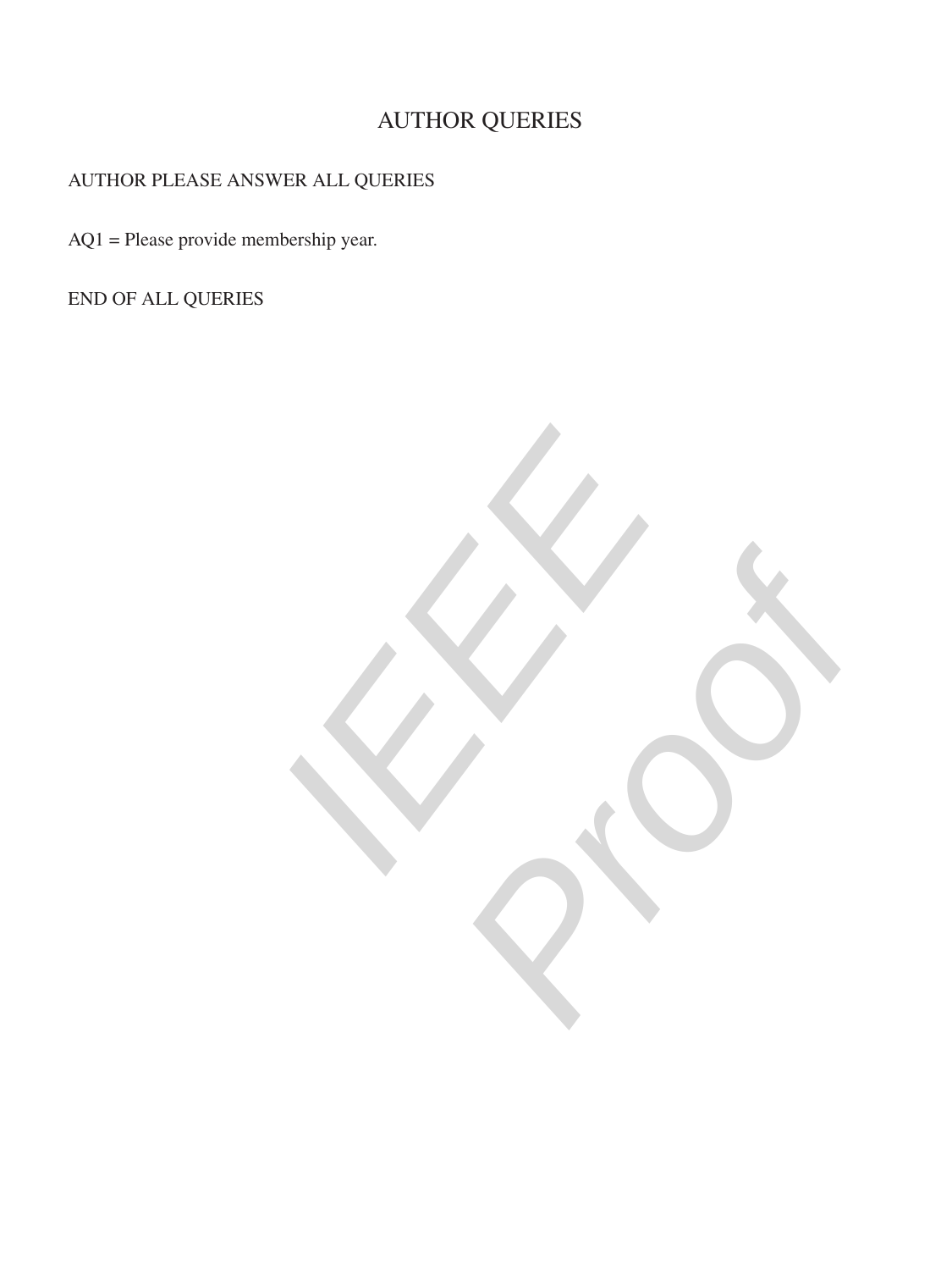# AUTHOR QUERIES

AUTHOR PLEASE ANSWER ALL QUERIES

AQ1 = Please provide membership year.

END OF ALL QUERIES